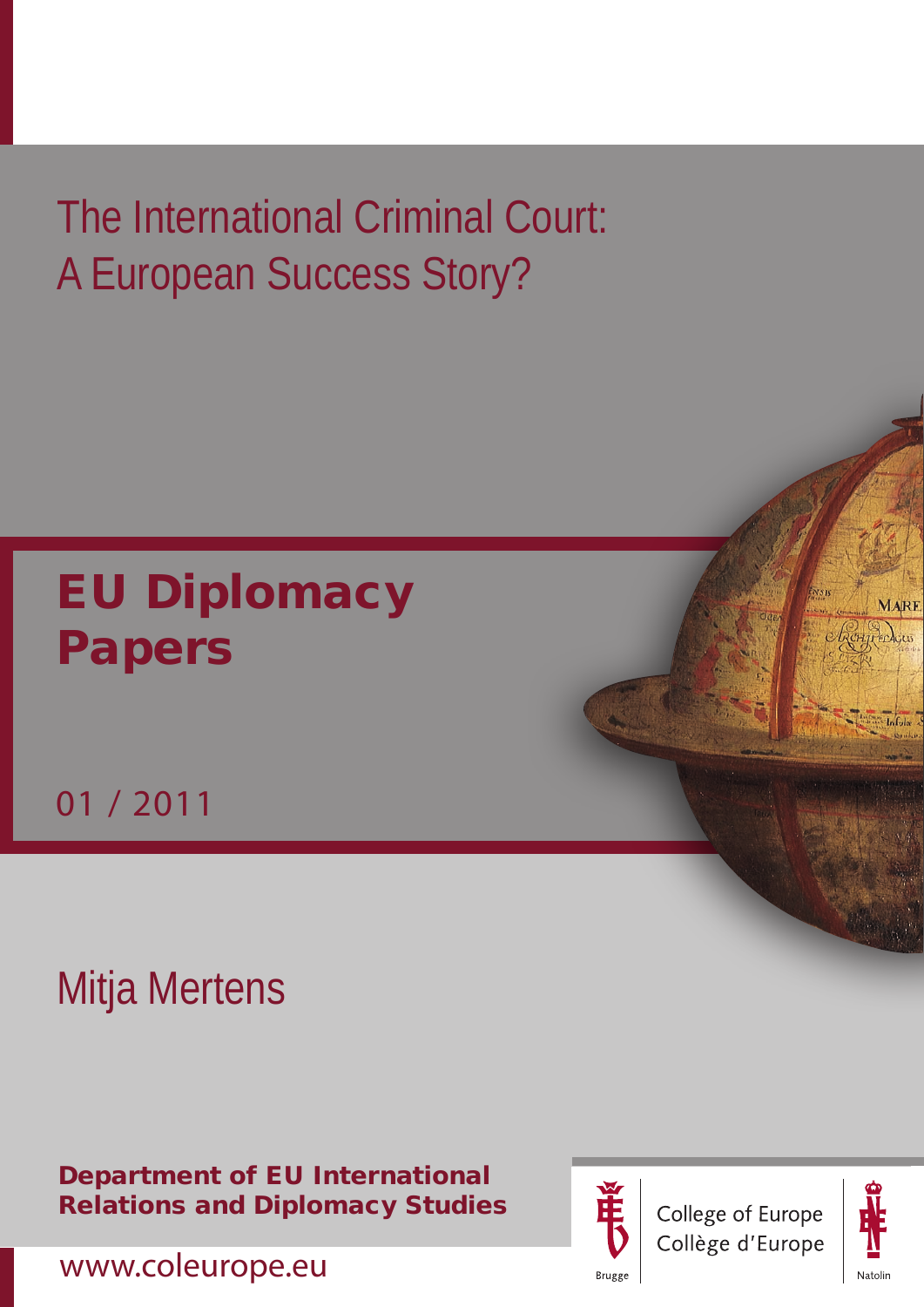# The International Criminal Court: A European Success Story?

## EU Diplomacy Papers

01 / 2011

Mitja Mertens

**Department of EU International Relations and Diplomacy Studies**

College of Europe
Collège d'Europe

Brugge

Natolin

www.coleurope.eu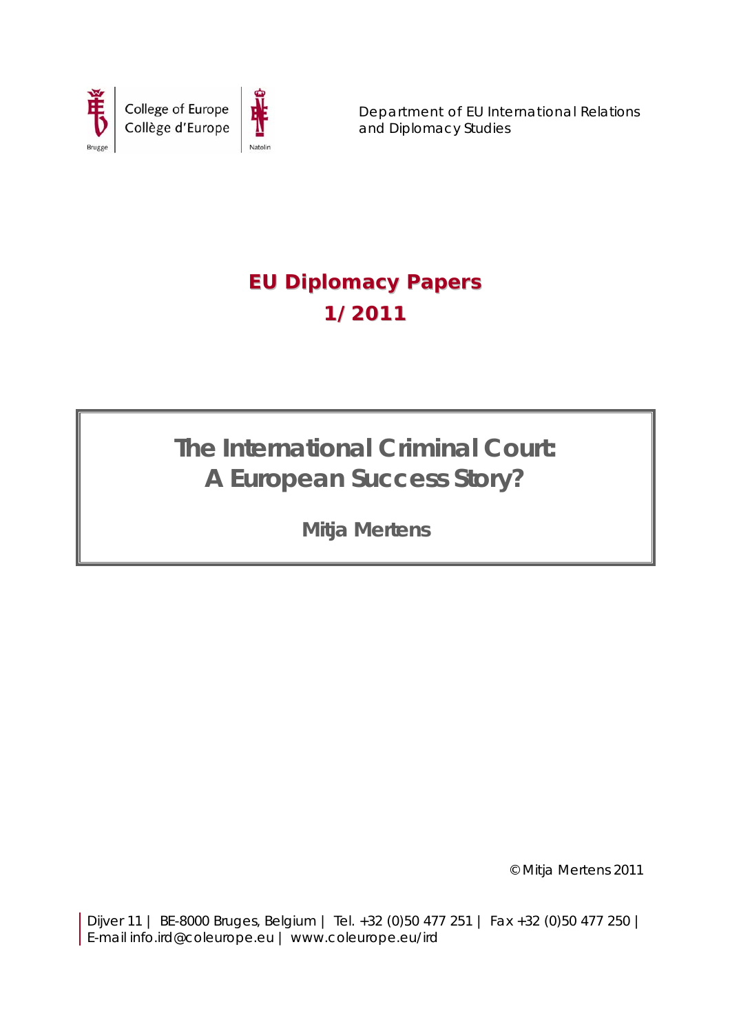College of Europe
Collège d'Europe

Department of EU International Relations and Diplomacy Studies

# EU Diplomacy Papers
# 1/2011

# The International Criminal Court: A European Success Story?

**Mitja Mertens**

© Mitja Mertens 2011

Dijver 11 | BE-8000 Bruges, Belgium | Tel. +32 (0)50 477 251 | Fax +32 (0)50 477 250 | E-mail info.ird@coleurope.eu | www.coleurope.eu/ird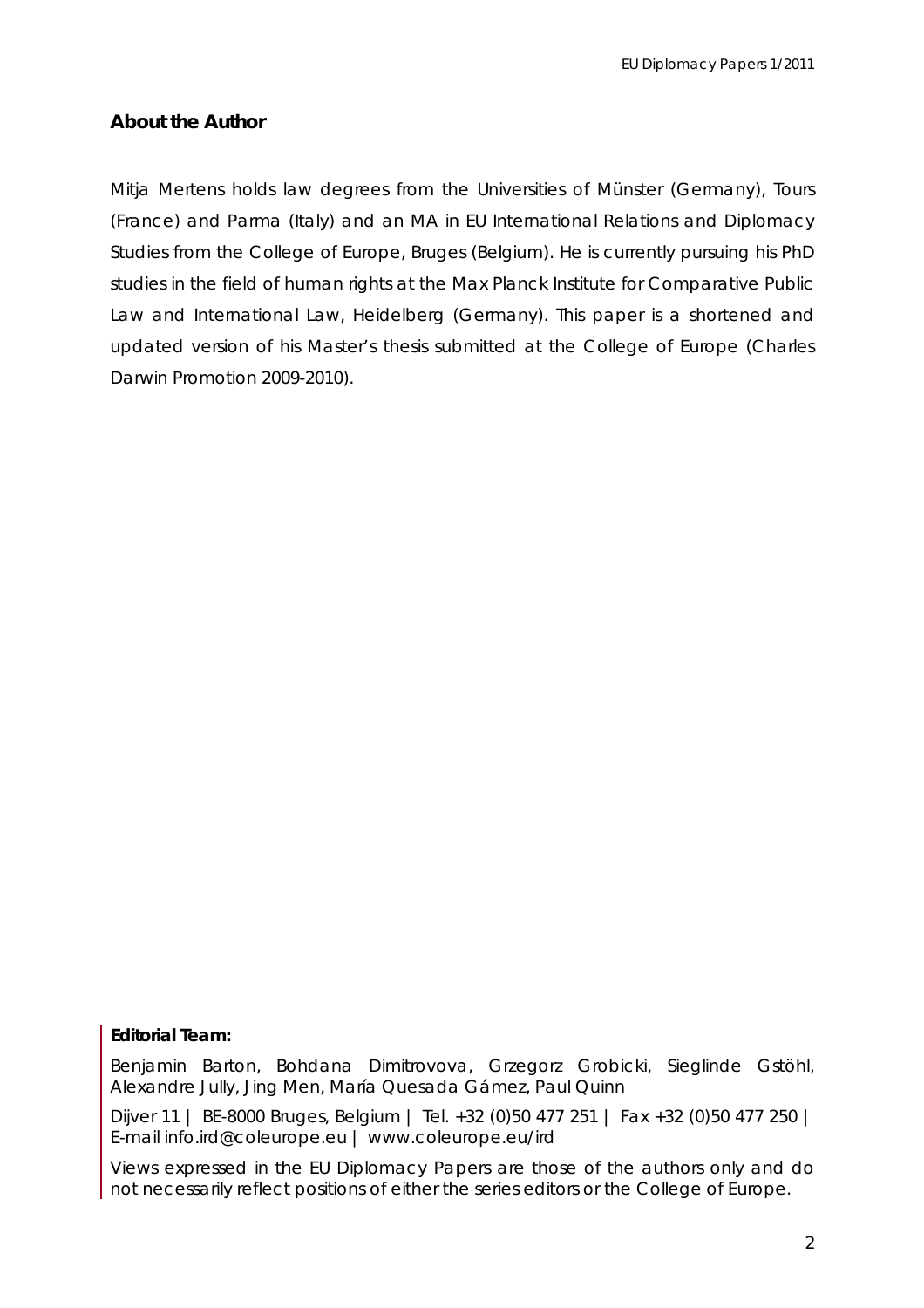## About the Author

Mitja Mertens holds law degrees from the Universities of Münster (Germany), Tours (France) and Parma (Italy) and an MA in EU International Relations and Diplomacy Studies from the College of Europe, Bruges (Belgium). He is currently pursuing his PhD studies in the field of human rights at the Max Planck Institute for Comparative Public Law and International Law, Heidelberg (Germany). This paper is a shortened and updated version of his Master's thesis submitted at the College of Europe (Charles Darwin Promotion 2009-2010).

**Editorial Team:**

Benjamin Barton, Bohdana Dimitrovova, Grzegorz Grobicki, Sieglinde Gstöhl, Alexandre Jully, Jing Men, María Quesada Gámez, Paul Quinn

Dijver 11 | BE-8000 Bruges, Belgium | Tel. +32 (0)50 477 251 | Fax +32 (0)50 477 250 | E-mail info.ird@coleurope.eu | www.coleurope.eu/ird

Views expressed in the EU Diplomacy Papers are those of the authors only and do not necessarily reflect positions of either the series editors or the College of Europe.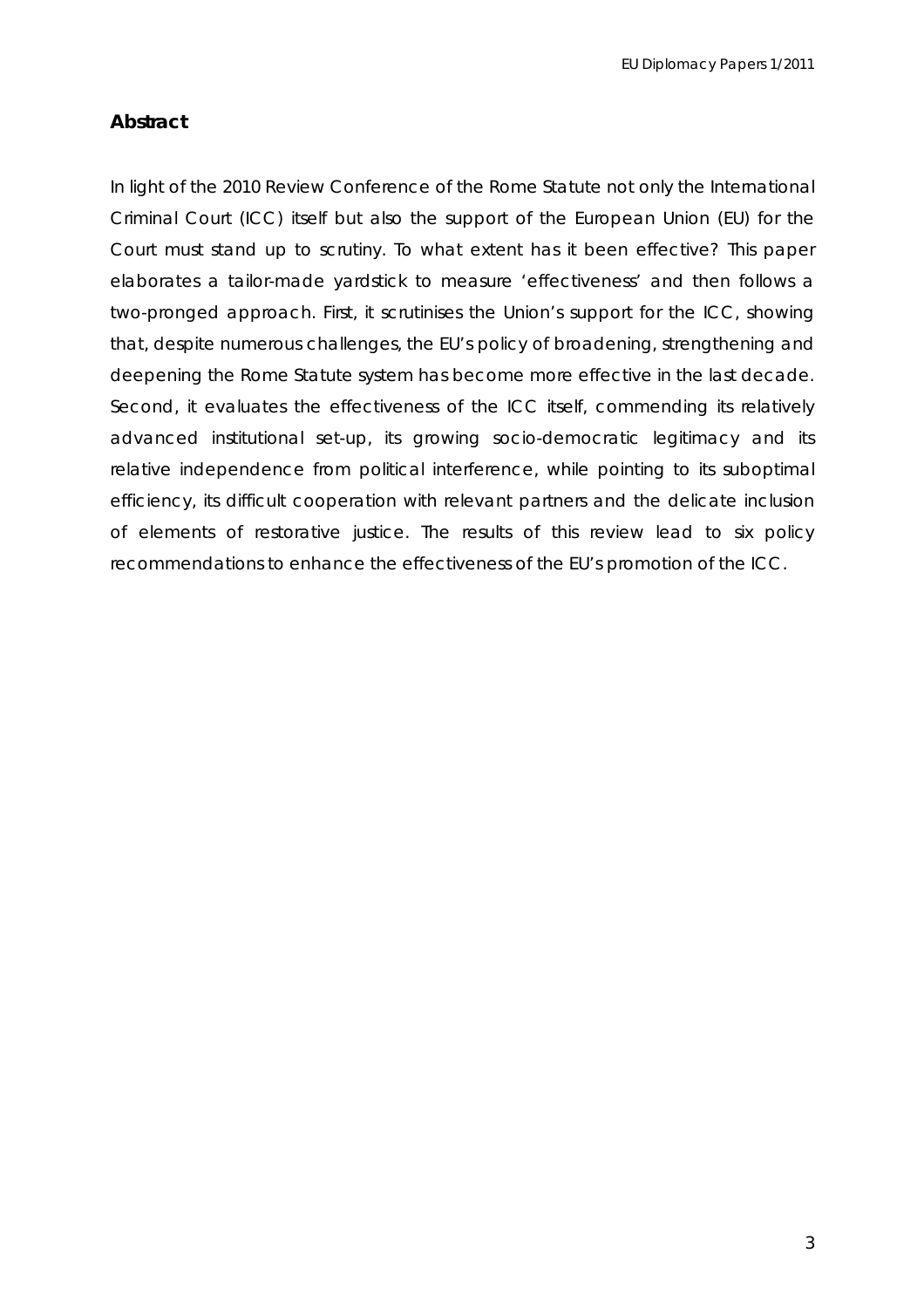## Abstract

In light of the 2010 Review Conference of the Rome Statute not only the International Criminal Court (ICC) itself but also the support of the European Union (EU) for the Court must stand up to scrutiny. To what extent has it been effective? This paper elaborates a tailor-made yardstick to measure 'effectiveness' and then follows a two-pronged approach. First, it scrutinises the Union's support for the ICC, showing that, despite numerous challenges, the EU's policy of broadening, strengthening and deepening the Rome Statute system has become more effective in the last decade. Second, it evaluates the effectiveness of the ICC itself, commending its relatively advanced institutional set-up, its growing socio-democratic legitimacy and its relative independence from political interference, while pointing to its suboptimal efficiency, its difficult cooperation with relevant partners and the delicate inclusion of elements of restorative justice. The results of this review lead to six policy recommendations to enhance the effectiveness of the EU's promotion of the ICC.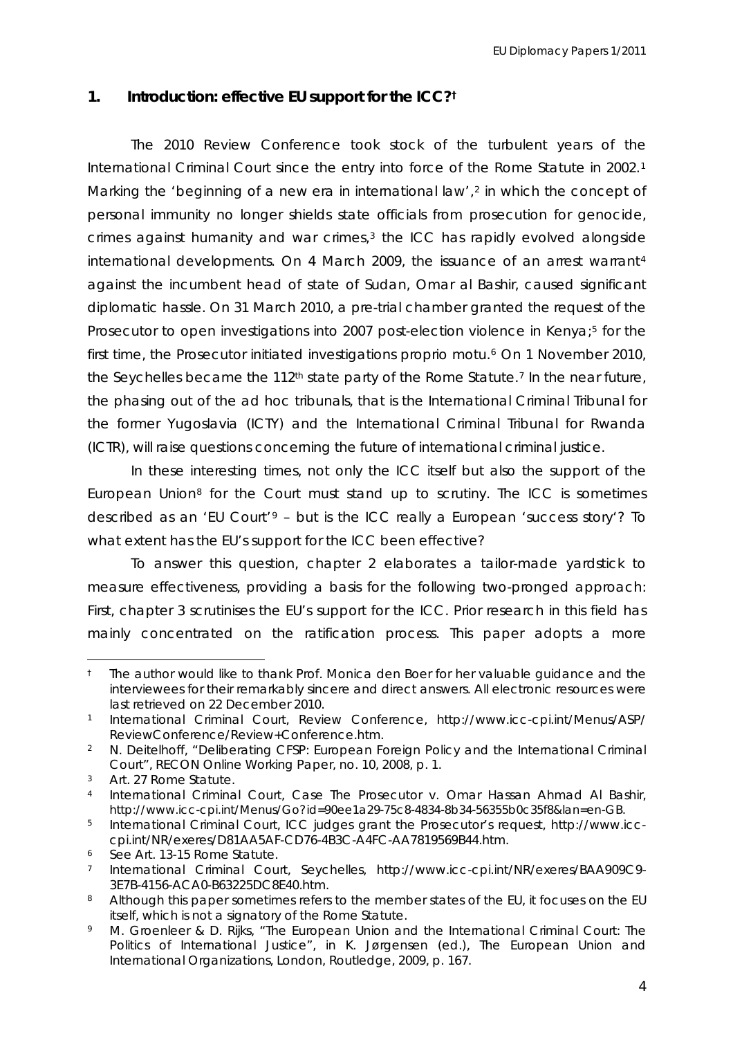## 1. Introduction: effective EU support for the ICC?[†]

The 2010 Review Conference took stock of the turbulent years of the International Criminal Court since the entry into force of the Rome Statute in 2002.[1] Marking the 'beginning of a new era in international law',[2] in which the concept of personal immunity no longer shields state officials from prosecution for genocide, crimes against humanity and war crimes,[3] the ICC has rapidly evolved alongside international developments. On 4 March 2009, the issuance of an arrest warrant[4] against the incumbent head of state of Sudan, Omar al Bashir, caused significant diplomatic hassle. On 31 March 2010, a pre-trial chamber granted the request of the Prosecutor to open investigations into 2007 post-election violence in Kenya;[5] for the first time, the Prosecutor initiated investigations *proprio motu*.[6] On 1 November 2010, the Seychelles became the 112th state party of the Rome Statute.[7] In the near future, the phasing out of the *ad hoc* tribunals, that is the International Criminal Tribunal for the former Yugoslavia (ICTY) and the International Criminal Tribunal for Rwanda (ICTR), will raise questions concerning the future of international criminal justice.

In these interesting times, not only the ICC itself but also the support of the European Union[8] for the Court must stand up to scrutiny. The ICC is sometimes described as an 'EU Court'[9] – but is the ICC really a European 'success story'? To what extent has the EU's support for the ICC been effective?

To answer this question, chapter 2 elaborates a tailor-made yardstick to measure effectiveness, providing a basis for the following two-pronged approach: First, chapter 3 scrutinises the EU's support for the ICC. Prior research in this field has mainly concentrated on the ratification process. This paper adopts a more

---

[†] The author would like to thank Prof. Monica den Boer for her valuable guidance and the interviewees for their remarkably sincere and direct answers. All electronic resources were last retrieved on 22 December 2010.

[1] International Criminal Court, Review Conference, http://www.icc-cpi.int/Menus/ASP/ReviewConference/Review+Conference.htm.

[2] N. Deitelhoff, "Deliberating CFSP: European Foreign Policy and the International Criminal Court", *RECON Online Working Paper*, no. 10, 2008, p. 1.

[3] Art. 27 Rome Statute.

[4] International Criminal Court, Case The Prosecutor v. Omar Hassan Ahmad Al Bashir, http://www.icc-cpi.int/Menus/Go?id=90ee1a29-75c8-4834-8b34-56355b0c35f8&lan=en-GB.

[5] International Criminal Court, ICC judges grant the Prosecutor's request, http://www.icc-cpi.int/NR/exeres/D81AA5AF-CD76-4B3C-A4FC-AA7819569B44.htm.

[6] See Art. 13-15 Rome Statute.

[7] International Criminal Court, Seychelles, http://www.icc-cpi.int/NR/exeres/BAA909C9-3E7B-4156-ACA0-B63225DC8E40.htm.

[8] Although this paper sometimes refers to the member states of the EU, it focuses on the EU itself, which is not a signatory of the Rome Statute.

[9] M. Groenleer & D. Rijks, "The European Union and the International Criminal Court: The Politics of International Justice", in K. Jørgensen (ed.), *The European Union and International Organizations*, London, Routledge, 2009, p. 167.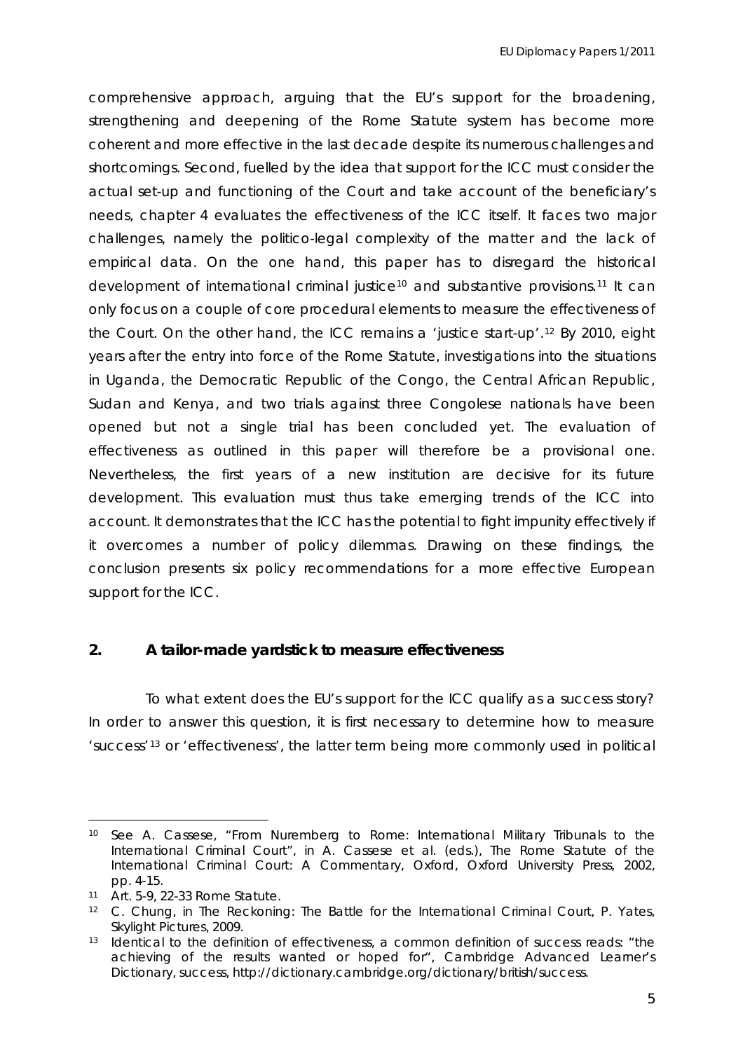comprehensive approach, arguing that the EU's support for the broadening, strengthening and deepening of the Rome Statute system has become more coherent and more effective in the last decade despite its numerous challenges and shortcomings. Second, fuelled by the idea that support for the ICC must consider the actual set-up and functioning of the Court and take account of the beneficiary's needs, chapter 4 evaluates the effectiveness of the ICC itself. It faces two major challenges, namely the politico-legal complexity of the matter and the lack of empirical data. On the one hand, this paper has to disregard the historical development of international criminal justice[10] and substantive provisions.[11] It can only focus on a couple of core procedural elements to measure the effectiveness of the Court. On the other hand, the ICC remains a 'justice start-up'.[12] By 2010, eight years after the entry into force of the Rome Statute, investigations into the situations in Uganda, the Democratic Republic of the Congo, the Central African Republic, Sudan and Kenya, and two trials against three Congolese nationals have been opened but not a single trial has been concluded yet. The evaluation of effectiveness as outlined in this paper will therefore be a provisional one. Nevertheless, the first years of a new institution are decisive for its future development. This evaluation must thus take emerging trends of the ICC into account. It demonstrates that the ICC has the potential to fight impunity effectively if it overcomes a number of policy dilemmas. Drawing on these findings, the conclusion presents six policy recommendations for a more effective European support for the ICC.

## 2. A tailor-made yardstick to measure effectiveness

To what extent does the EU's support for the ICC qualify as a success story? In order to answer this question, it is first necessary to determine how to measure 'success'[13] or 'effectiveness', the latter term being more commonly used in political

---

[10] See A. Cassese, "From Nuremberg to Rome: International Military Tribunals to the International Criminal Court", in A. Cassese et al. (eds.), *The Rome Statute of the International Criminal Court: A Commentary*, Oxford, Oxford University Press, 2002, pp. 4-15.

[11] Art. 5-9, 22-33 Rome Statute.

[12] C. Chung, in *The Reckoning: The Battle for the International Criminal Court*, P. Yates, Skylight Pictures, 2009.

[13] Identical to the definition of effectiveness, a common definition of success reads: "the achieving of the results wanted or hoped for", Cambridge Advanced Learner's Dictionary, success, http://dictionary.cambridge.org/dictionary/british/success.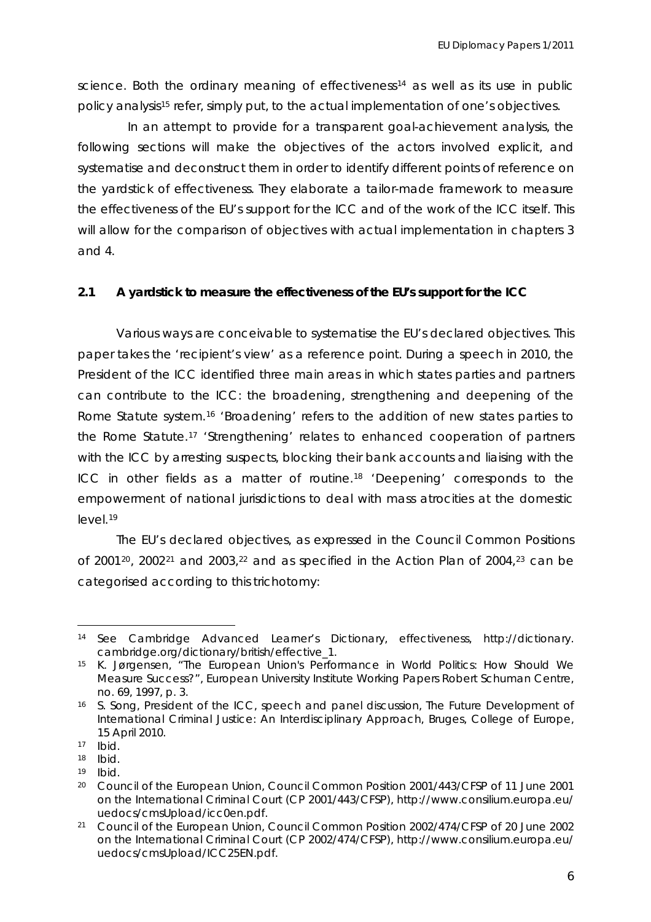science. Both the ordinary meaning of effectiveness[14] as well as its use in public policy analysis[15] refer, simply put, to the actual implementation of one's objectives.

In an attempt to provide for a transparent goal-achievement analysis, the following sections will make the objectives of the actors involved explicit, and systematise and deconstruct them in order to identify different points of reference on the yardstick of effectiveness. They elaborate a tailor-made framework to measure the effectiveness of the EU's support for the ICC and of the work of the ICC itself. This will allow for the comparison of objectives with actual implementation in chapters 3 and 4.

## 2.1 A yardstick to measure the effectiveness of the EU's support for the ICC

Various ways are conceivable to systematise the EU's declared objectives. This paper takes the 'recipient's view' as a reference point. During a speech in 2010, the President of the ICC identified three main areas in which states parties and partners can contribute to the ICC: the broadening, strengthening and deepening of the Rome Statute system.[16] 'Broadening' refers to the addition of new states parties to the Rome Statute.[17] 'Strengthening' relates to enhanced cooperation of partners with the ICC by arresting suspects, blocking their bank accounts and liaising with the ICC in other fields as a matter of routine.[18] 'Deepening' corresponds to the empowerment of national jurisdictions to deal with mass atrocities at the domestic level.[19]

The EU's declared objectives, as expressed in the Council Common Positions of 2001[20], 2002[21] and 2003,[22] and as specified in the Action Plan of 2004,[23] can be categorised according to this trichotomy:

---

[14] See Cambridge Advanced Learner's Dictionary, effectiveness, http://dictionary.cambridge.org/dictionary/british/effective_1.

[15] K. Jørgensen, "The European Union's Performance in World Politics: How Should We Measure Success?", *European University Institute Working Papers Robert Schuman Centre*, no. 69, 1997, p. 3.

[16] S. Song, President of the ICC, speech and panel discussion, *The Future Development of International Criminal Justice: An Interdisciplinary Approach*, Bruges, College of Europe, 15 April 2010.

[17] *Ibid.*

[18] *Ibid.*

[19] *Ibid.*

[20] Council of the European Union, Council Common Position 2001/443/CFSP of 11 June 2001 on the International Criminal Court (CP 2001/443/CFSP), http://www.consilium.europa.eu/uedocs/cmsUpload/icc0en.pdf.

[21] Council of the European Union, Council Common Position 2002/474/CFSP of 20 June 2002 on the International Criminal Court (CP 2002/474/CFSP), http://www.consilium.europa.eu/uedocs/cmsUpload/ICC25EN.pdf.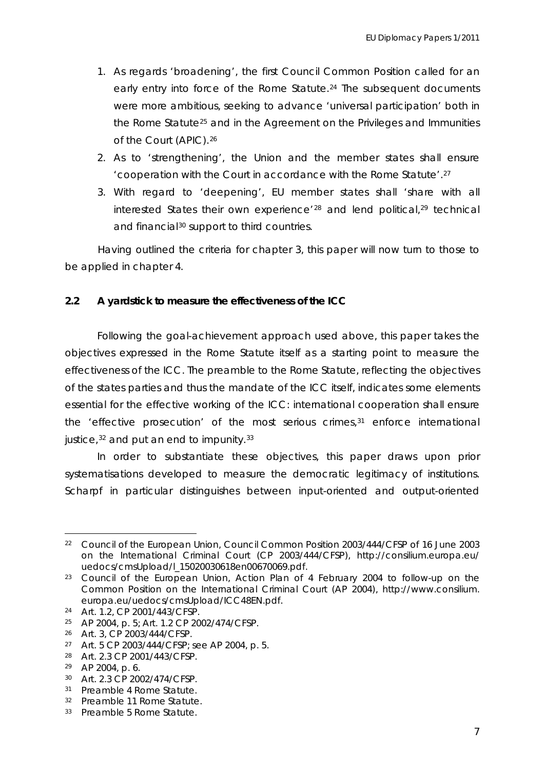1. As regards 'broadening', the first Council Common Position called for an early entry into force of the Rome Statute.[24] The subsequent documents were more ambitious, seeking to advance 'universal participation' both in the Rome Statute[25] and in the Agreement on the Privileges and Immunities of the Court (APIC).[26]
2. As to 'strengthening', the Union and the member states shall ensure 'cooperation with the Court in accordance with the Rome Statute'.[27]
3. With regard to 'deepening', EU member states shall 'share with all interested States their own experience'[28] and lend political,[29] technical and financial[30] support to third countries.

Having outlined the criteria for chapter 3, this paper will now turn to those to be applied in chapter 4.

### 2.2 A yardstick to measure the effectiveness of the ICC

Following the goal-achievement approach used above, this paper takes the objectives expressed in the Rome Statute itself as a starting point to measure the effectiveness of the ICC. The preamble to the Rome Statute, reflecting the objectives of the states parties and thus the mandate of the ICC itself, indicates some elements essential for the effective working of the ICC: international cooperation shall ensure the 'effective prosecution' of the most serious crimes,[31] enforce international justice,[32] and put an end to impunity.[33]

In order to substantiate these objectives, this paper draws upon prior systematisations developed to measure the democratic legitimacy of institutions. Scharpf in particular distinguishes between input-oriented and output-oriented

---

[22] Council of the European Union, Council Common Position 2003/444/CFSP of 16 June 2003 on the International Criminal Court (CP 2003/444/CFSP), http://consilium.europa.eu/uedocs/cmsUpload/l_15020030618en00670069.pdf.

[23] Council of the European Union, Action Plan of 4 February 2004 to follow-up on the Common Position on the International Criminal Court (AP 2004), http://www.consilium.europa.eu/uedocs/cmsUpload/ICC48EN.pdf.

[24] Art. 1.2, CP 2001/443/CFSP.

[25] AP 2004, p. 5; Art. 1.2 CP 2002/474/CFSP.

[26] Art. 3, CP 2003/444/CFSP.

[27] Art. 5 CP 2003/444/CFSP; see AP 2004, p. 5.

[28] Art. 2.3 CP 2001/443/CFSP.

[29] AP 2004, p. 6.

[30] Art. 2.3 CP 2002/474/CFSP.

[31] Preamble 4 Rome Statute.

[32] Preamble 11 Rome Statute.

[33] Preamble 5 Rome Statute.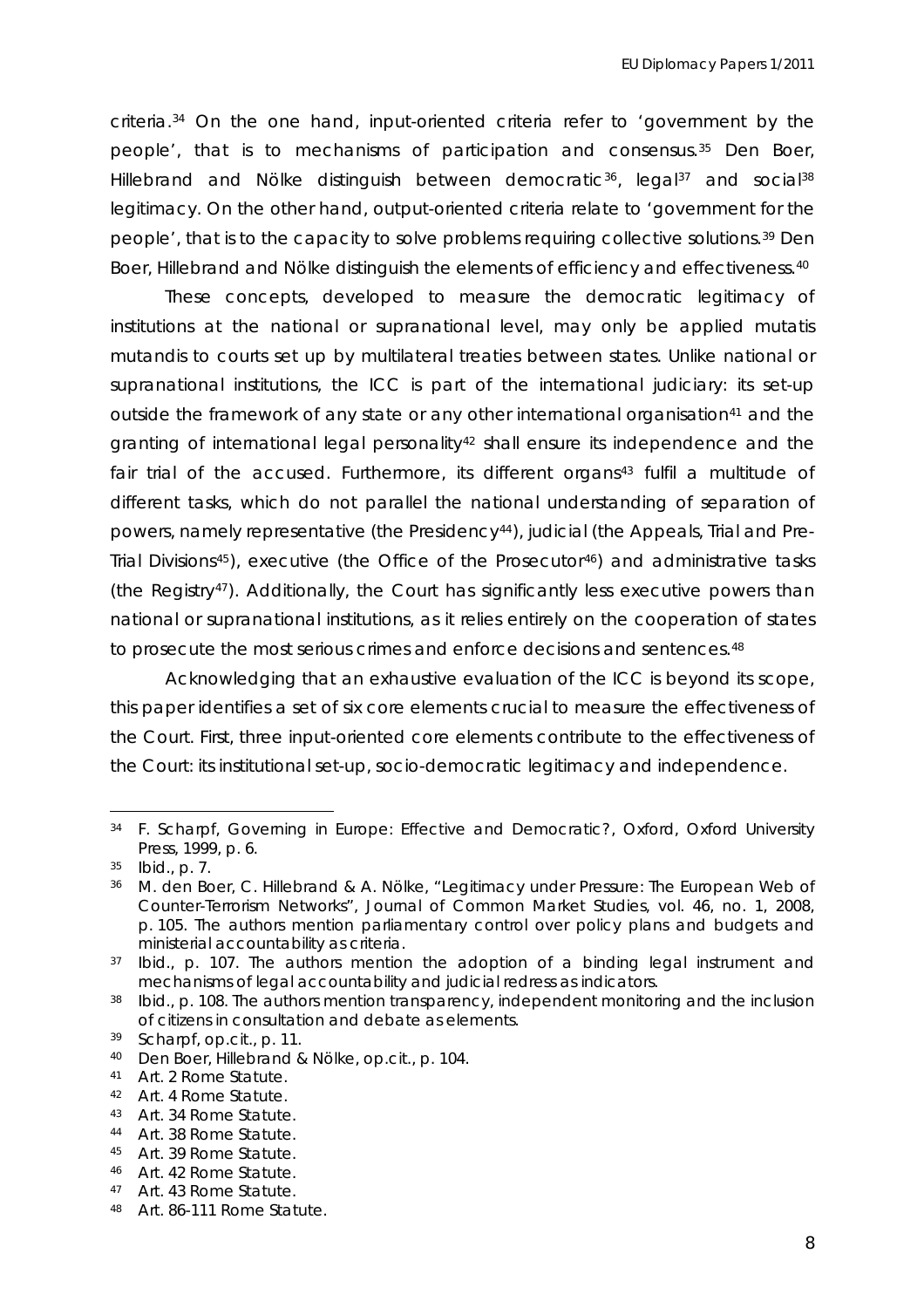criteria.[34] On the one hand, input-oriented criteria refer to 'government by the people', that is to mechanisms of participation and consensus.[35] Den Boer, Hillebrand and Nölke distinguish between democratic[36], legal[37] and social[38] legitimacy. On the other hand, output-oriented criteria relate to 'government for the people', that is to the capacity to solve problems requiring collective solutions.[39] Den Boer, Hillebrand and Nölke distinguish the elements of efficiency and effectiveness.[40]

These concepts, developed to measure the democratic legitimacy of institutions at the national or supranational level, may only be applied mutatis mutandis to courts set up by multilateral treaties between states. Unlike national or supranational institutions, the ICC is part of the international judiciary: its set-up outside the framework of any state or any other international organisation[41] and the granting of international legal personality[42] shall ensure its independence and the fair trial of the accused. Furthermore, its different organs[43] fulfil a multitude of different tasks, which do not parallel the national understanding of separation of powers, namely representative (the Presidency[44]), judicial (the Appeals, Trial and Pre-Trial Divisions[45]), executive (the Office of the Prosecutor[46]) and administrative tasks (the Registry[47]). Additionally, the Court has significantly less executive powers than national or supranational institutions, as it relies entirely on the cooperation of states to prosecute the most serious crimes and enforce decisions and sentences.[48]

Acknowledging that an exhaustive evaluation of the ICC is beyond its scope, this paper identifies a set of six core elements crucial to measure the effectiveness of the Court. First, three input-oriented core elements contribute to the effectiveness of the Court: its institutional set-up, socio-democratic legitimacy and independence.

---

[34] F. Scharpf, *Governing in Europe: Effective and Democratic?*, Oxford, Oxford University Press, 1999, p. 6.

[35] *Ibid.*, p. 7.

[36] M. den Boer, C. Hillebrand & A. Nölke, "Legitimacy under Pressure: The European Web of Counter-Terrorism Networks", *Journal of Common Market Studies*, vol. 46, no. 1, 2008, p. 105. The authors mention parliamentary control over policy plans and budgets and ministerial accountability as criteria.

[37] *Ibid.*, p. 107. The authors mention the adoption of a binding legal instrument and mechanisms of legal accountability and judicial redress as indicators.

[38] *Ibid.*, p. 108. The authors mention transparency, independent monitoring and the inclusion of citizens in consultation and debate as elements.

[39] Scharpf, *op.cit.*, p. 11.

[40] Den Boer, Hillebrand & Nölke, *op.cit.*, p. 104.

[41] Art. 2 Rome Statute.

[42] Art. 4 Rome Statute.

[43] Art. 34 Rome Statute.

[44] Art. 38 Rome Statute.

[45] Art. 39 Rome Statute.

[46] Art. 42 Rome Statute.

[47] Art. 43 Rome Statute.

[48] Art. 86-111 Rome Statute.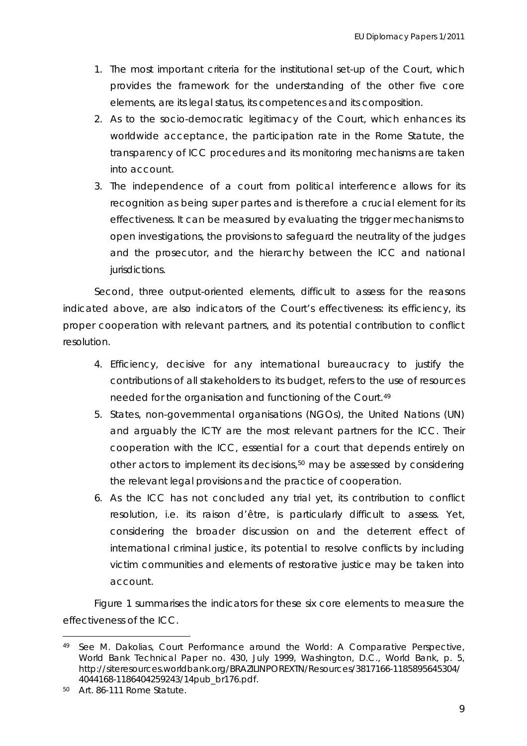1. The most important criteria for the institutional set-up of the Court, which provides the framework for the understanding of the other five core elements, are its legal status, its competences and its composition.
2. As to the socio-democratic legitimacy of the Court, which enhances its worldwide acceptance, the participation rate in the Rome Statute, the transparency of ICC procedures and its monitoring mechanisms are taken into account.
3. The independence of a court from political interference allows for its recognition as being super partes and is therefore a crucial element for its effectiveness. It can be measured by evaluating the trigger mechanisms to open investigations, the provisions to safeguard the neutrality of the judges and the prosecutor, and the hierarchy between the ICC and national jurisdictions.

Second, three output-oriented elements, difficult to assess for the reasons indicated above, are also indicators of the Court's effectiveness: its efficiency, its proper cooperation with relevant partners, and its potential contribution to conflict resolution.

4. Efficiency, decisive for any international bureaucracy to justify the contributions of all stakeholders to its budget, refers to the use of resources needed for the organisation and functioning of the Court.[49]
5. States, non-governmental organisations (NGOs), the United Nations (UN) and arguably the ICTY are the most relevant partners for the ICC. Their cooperation with the ICC, essential for a court that depends entirely on other actors to implement its decisions,[50] may be assessed by considering the relevant legal provisions and the practice of cooperation.
6. As the ICC has not concluded any trial yet, its contribution to conflict resolution, i.e. its raison d'être, is particularly difficult to assess. Yet, considering the broader discussion on and the deterrent effect of international criminal justice, its potential to resolve conflicts by including victim communities and elements of restorative justice may be taken into account.

Figure 1 summarises the indicators for these six core elements to measure the effectiveness of the ICC.

---

[49] See M. Dakolias, Court Performance around the World: A Comparative Perspective, World Bank Technical Paper no. 430, July 1999, Washington, D.C., World Bank, p. 5, http://siteresources.worldbank.org/BRAZILINPOREXTN/Resources/3817166-1185895645304/4044168-1186404259243/14pub_br176.pdf.

[50] Art. 86-111 Rome Statute.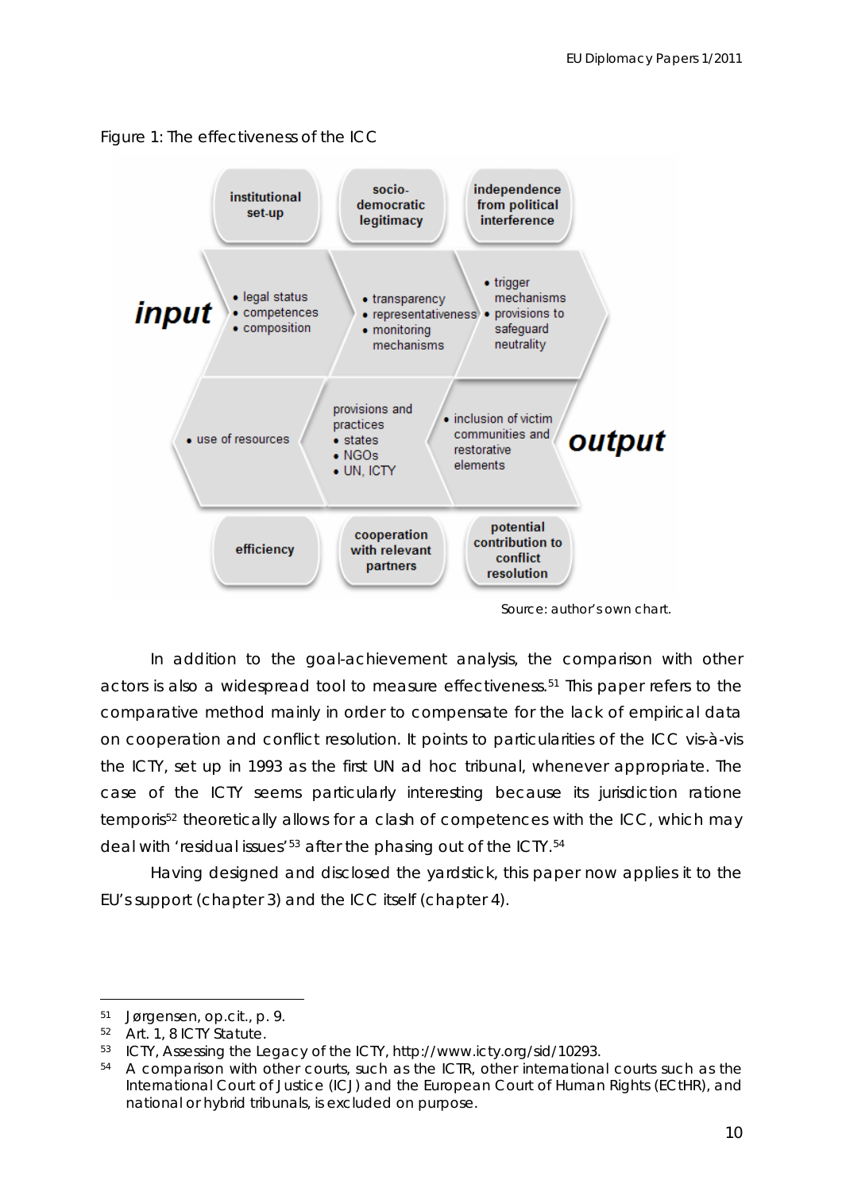Figure 1: The effectiveness of the ICC

| | institutional set-up | socio-democratic legitimacy | independence from political interference | |
|---|---|---|---|---|
| **input** | • legal status<br>• competences<br>• composition | • transparency<br>• representativeness<br>• monitoring mechanisms | • trigger mechanisms<br>• provisions to safeguard neutrality | |
| | • use of resources | provisions and practices<br>• states<br>• NGOs<br>• UN, ICTY | • inclusion of victim communities and restorative elements | **output** |
| | efficiency | cooperation with relevant partners | potential contribution to conflict resolution | |

Source: author's own chart.

In addition to the goal-achievement analysis, the comparison with other actors is also a widespread tool to measure effectiveness.[51] This paper refers to the comparative method mainly in order to compensate for the lack of empirical data on cooperation and conflict resolution. It points to particularities of the ICC vis-à-vis the ICTY, set up in 1993 as the first UN ad hoc tribunal, whenever appropriate. The case of the ICTY seems particularly interesting because its jurisdiction ratione temporis[52] theoretically allows for a clash of competences with the ICC, which may deal with 'residual issues'[53] after the phasing out of the ICTY.[54]

Having designed and disclosed the yardstick, this paper now applies it to the EU's support (chapter 3) and the ICC itself (chapter 4).

---

[51] Jørgensen, op.cit., p. 9.

[52] Art. 1, 8 ICTY Statute.

[53] ICTY, Assessing the Legacy of the ICTY, http://www.icty.org/sid/10293.

[54] A comparison with other courts, such as the ICTR, other international courts such as the International Court of Justice (ICJ) and the European Court of Human Rights (ECtHR), and national or hybrid tribunals, is excluded on purpose.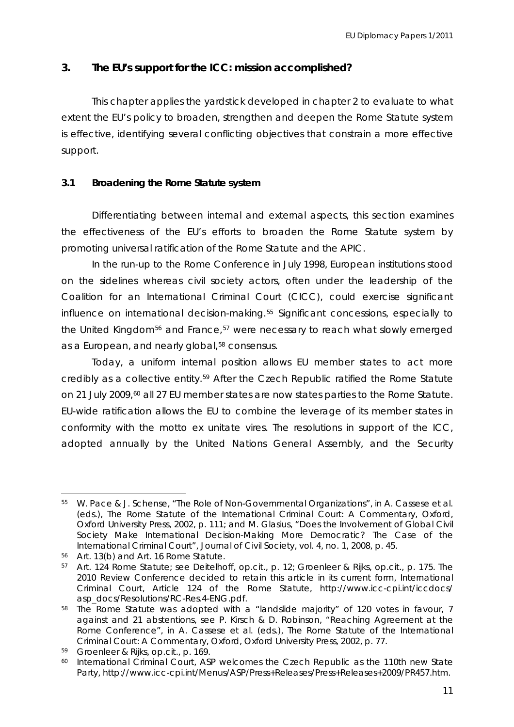## 3. The EU's support for the ICC: mission accomplished?

This chapter applies the yardstick developed in chapter 2 to evaluate to what extent the EU's policy to broaden, strengthen and deepen the Rome Statute system is effective, identifying several conflicting objectives that constrain a more effective support.

### 3.1 Broadening the Rome Statute system

Differentiating between internal and external aspects, this section examines the effectiveness of the EU's efforts to broaden the Rome Statute system by promoting universal ratification of the Rome Statute and the APIC.

In the run-up to the Rome Conference in July 1998, European institutions stood on the sidelines whereas civil society actors, often under the leadership of the Coalition for an International Criminal Court (CICC), could exercise significant influence on international decision-making.[55] Significant concessions, especially to the United Kingdom[56] and France,[57] were necessary to reach what slowly emerged as a European, and nearly global,[58] consensus.

Today, a uniform internal position allows EU member states to act more credibly as a collective entity.[59] After the Czech Republic ratified the Rome Statute on 21 July 2009,[60] all 27 EU member states are now states parties to the Rome Statute. EU-wide ratification allows the EU to combine the leverage of its member states in conformity with the motto *ex unitate vires*. The resolutions in support of the ICC, adopted annually by the United Nations General Assembly, and the Security

---

[55] W. Pace & J. Schense, "The Role of Non-Governmental Organizations", in A. Cassese et al. (eds.), *The Rome Statute of the International Criminal Court: A Commentary*, Oxford, Oxford University Press, 2002, p. 111; and M. Glasius, "Does the Involvement of Global Civil Society Make International Decision-Making More Democratic? The Case of the International Criminal Court", *Journal of Civil Society*, vol. 4, no. 1, 2008, p. 45.

[56] Art. 13(b) and Art. 16 Rome Statute.

[57] Art. 124 Rome Statute; see Deitelhoff, *op.cit.*, p. 12; Groenleer & Rijks, *op.cit.*, p. 175. The 2010 Review Conference decided to retain this article in its current form, International Criminal Court, *Article 124 of the Rome Statute*, http://www.icc-cpi.int/iccdocs/asp_docs/Resolutions/RC-Res.4-ENG.pdf.

[58] The Rome Statute was adopted with a "landslide majority" of 120 votes in favour, 7 against and 21 abstentions, see P. Kirsch & D. Robinson, "Reaching Agreement at the Rome Conference", in A. Cassese et al. (eds.), *The Rome Statute of the International Criminal Court: A Commentary*, Oxford, Oxford University Press, 2002, p. 77.

[59] Groenleer & Rijks, *op.cit.*, p. 169.

[60] International Criminal Court, *ASP welcomes the Czech Republic as the 110th new State Party*, http://www.icc-cpi.int/Menus/ASP/Press+Releases/Press+Releases+2009/PR457.htm.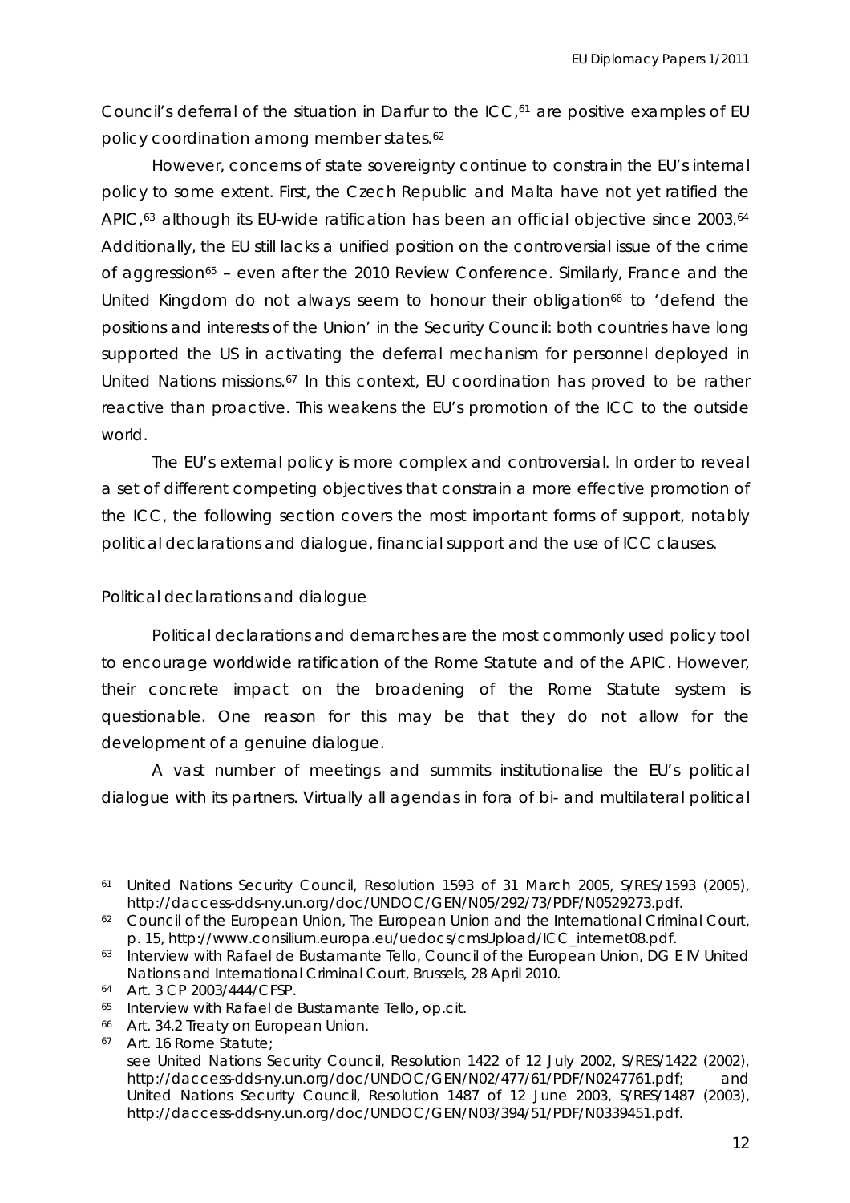Council's deferral of the situation in Darfur to the ICC,[61] are positive examples of EU policy coordination among member states.[62]

However, concerns of state sovereignty continue to constrain the EU's internal policy to some extent. First, the Czech Republic and Malta have not yet ratified the APIC,[63] although its EU-wide ratification has been an official objective since 2003.[64] Additionally, the EU still lacks a unified position on the controversial issue of the crime of aggression[65] – even after the 2010 Review Conference. Similarly, France and the United Kingdom do not always seem to honour their obligation[66] to 'defend the positions and interests of the Union' in the Security Council: both countries have long supported the US in activating the deferral mechanism for personnel deployed in United Nations missions.[67] In this context, EU coordination has proved to be rather reactive than proactive. This weakens the EU's promotion of the ICC to the outside world.

The EU's external policy is more complex and controversial. In order to reveal a set of different competing objectives that constrain a more effective promotion of the ICC, the following section covers the most important forms of support, notably political declarations and dialogue, financial support and the use of ICC clauses.

*Political declarations and dialogue*

Political declarations and demarches are the most commonly used policy tool to encourage worldwide ratification of the Rome Statute and of the APIC. However, their concrete impact on the broadening of the Rome Statute system is questionable. One reason for this may be that they do not allow for the development of a genuine dialogue.

A vast number of meetings and summits institutionalise the EU's political dialogue with its partners. Virtually all agendas in fora of bi- and multilateral political

---

[61] United Nations Security Council, Resolution 1593 of 31 March 2005, S/RES/1593 (2005), http://daccess-dds-ny.un.org/doc/UNDOC/GEN/N05/292/73/PDF/N0529273.pdf.

[62] Council of the European Union, *The European Union and the International Criminal Court*, p. 15, http://www.consilium.europa.eu/uedocs/cmsUpload/ICC_internet08.pdf.

[63] Interview with Rafael de Bustamante Tello, Council of the European Union, DG E IV United Nations and International Criminal Court, Brussels, 28 April 2010.

[64] Art. 3 CP 2003/444/CFSP.

[65] Interview with Rafael de Bustamante Tello, op.cit.

[66] Art. 34.2 Treaty on European Union.

[67] Art. 16 Rome Statute;
see United Nations Security Council, Resolution 1422 of 12 July 2002, S/RES/1422 (2002), http://daccess-dds-ny.un.org/doc/UNDOC/GEN/N02/477/61/PDF/N0247761.pdf; and United Nations Security Council, Resolution 1487 of 12 June 2003, S/RES/1487 (2003), http://daccess-dds-ny.un.org/doc/UNDOC/GEN/N03/394/51/PDF/N0339451.pdf.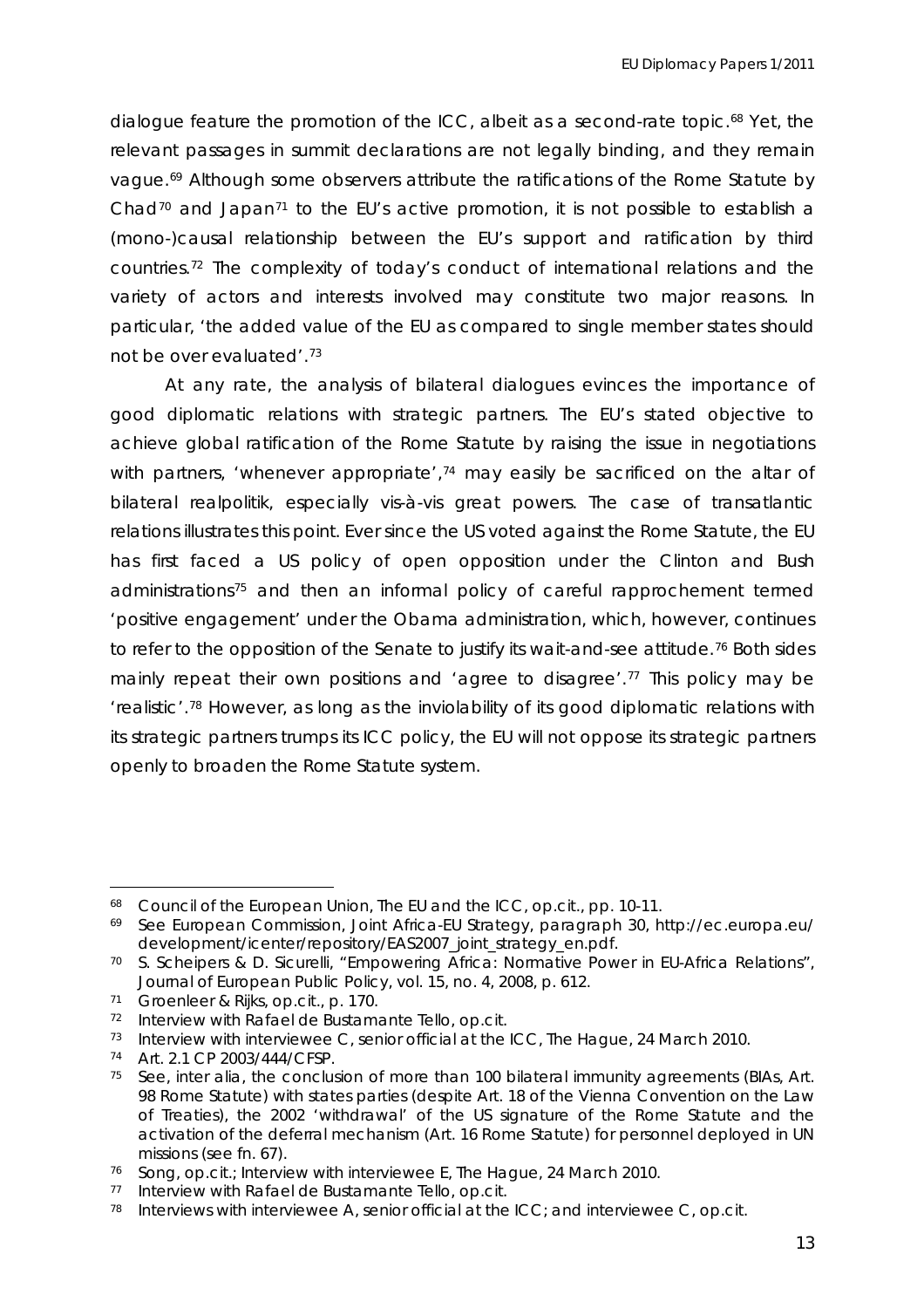dialogue feature the promotion of the ICC, albeit as a second-rate topic.[68] Yet, the relevant passages in summit declarations are not legally binding, and they remain vague.[69] Although some observers attribute the ratifications of the Rome Statute by Chad[70] and Japan[71] to the EU's active promotion, it is not possible to establish a (mono-)causal relationship between the EU's support and ratification by third countries.[72] The complexity of today's conduct of international relations and the variety of actors and interests involved may constitute two major reasons. In particular, 'the added value of the EU as compared to single member states should not be over evaluated'.[73]

At any rate, the analysis of bilateral dialogues evinces the importance of good diplomatic relations with strategic partners. The EU's stated objective to achieve global ratification of the Rome Statute by raising the issue in negotiations with partners, 'whenever appropriate',[74] may easily be sacrificed on the altar of bilateral realpolitik, especially vis-à-vis great powers. The case of transatlantic relations illustrates this point. Ever since the US voted against the Rome Statute, the EU has first faced a US policy of open opposition under the Clinton and Bush administrations[75] and then an informal policy of careful rapprochement termed 'positive engagement' under the Obama administration, which, however, continues to refer to the opposition of the Senate to justify its wait-and-see attitude.[76] Both sides mainly repeat their own positions and 'agree to disagree'.[77] This policy may be 'realistic'.[78] However, as long as the inviolability of its good diplomatic relations with its strategic partners trumps its ICC policy, the EU will not oppose its strategic partners openly to broaden the Rome Statute system.

---

[68] Council of the European Union, *The EU and the ICC*, op.cit., pp. 10-11.

[69] See European Commission, *Joint Africa-EU Strategy*, paragraph 30, http://ec.europa.eu/development/icenter/repository/EAS2007_joint_strategy_en.pdf.

[70] S. Scheipers & D. Sicurelli, "Empowering Africa: Normative Power in EU-Africa Relations", *Journal of European Public Policy*, vol. 15, no. 4, 2008, p. 612.

[71] Groenleer & Rijks, op.cit., p. 170.

[72] Interview with Rafael de Bustamante Tello, op.cit.

[73] Interview with interviewee C, senior official at the ICC, The Hague, 24 March 2010.

[74] Art. 2.1 CP 2003/444/CFSP.

[75] See, *inter alia*, the conclusion of more than 100 bilateral immunity agreements (BIAs, Art. 98 Rome Statute) with states parties (despite Art. 18 of the Vienna Convention on the Law of Treaties), the 2002 'withdrawal' of the US signature of the Rome Statute and the activation of the deferral mechanism (Art. 16 Rome Statute) for personnel deployed in UN missions (see fn. 67).

[76] Song, op.cit.; Interview with interviewee E, The Hague, 24 March 2010.

[77] Interview with Rafael de Bustamante Tello, op.cit.

[78] Interviews with interviewee A, senior official at the ICC; and interviewee C, op.cit.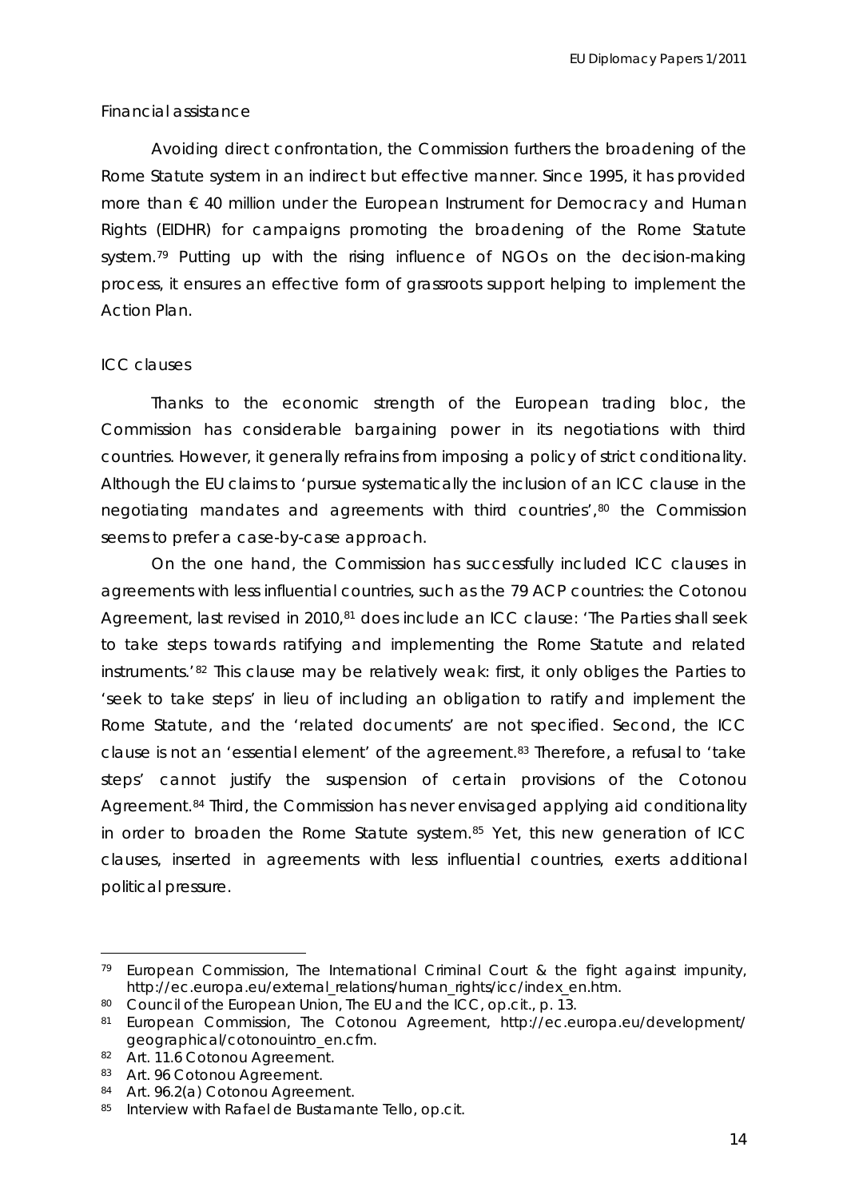*Financial assistance*

Avoiding direct confrontation, the Commission furthers the broadening of the Rome Statute system in an indirect but effective manner. Since 1995, it has provided more than € 40 million under the European Instrument for Democracy and Human Rights (EIDHR) for campaigns promoting the broadening of the Rome Statute system.[79] Putting up with the rising influence of NGOs on the decision-making process, it ensures an effective form of grassroots support helping to implement the Action Plan.

*ICC clauses*

Thanks to the economic strength of the European trading bloc, the Commission has considerable bargaining power in its negotiations with third countries. However, it generally refrains from imposing a policy of strict conditionality. Although the EU claims to 'pursue systematically the inclusion of an ICC clause in the negotiating mandates and agreements with third countries',[80] the Commission seems to prefer a case-by-case approach.

On the one hand, the Commission has successfully included ICC clauses in agreements with less influential countries, such as the 79 ACP countries: the Cotonou Agreement, last revised in 2010,[81] does include an ICC clause: 'The Parties shall seek to take steps towards ratifying and implementing the Rome Statute and related instruments.'[82] This clause may be relatively weak: first, it only obliges the Parties to 'seek to take steps' in lieu of including an obligation to ratify and implement the Rome Statute, and the 'related documents' are not specified. Second, the ICC clause is not an 'essential element' of the agreement.[83] Therefore, a refusal to 'take steps' cannot justify the suspension of certain provisions of the Cotonou Agreement.[84] Third, the Commission has never envisaged applying aid conditionality in order to broaden the Rome Statute system.[85] Yet, this new generation of ICC clauses, inserted in agreements with less influential countries, exerts additional political pressure.

---

[79] European Commission, *The International Criminal Court & the fight against impunity*, http://ec.europa.eu/external_relations/human_rights/icc/index_en.htm.

[80] Council of the European Union, *The EU and the ICC*, op.cit., p. 13.

[81] European Commission, *The Cotonou Agreement*, http://ec.europa.eu/development/geographical/cotonouintro_en.cfm.

[82] Art. 11.6 Cotonou Agreement.

[83] Art. 96 Cotonou Agreement.

[84] Art. 96.2(a) Cotonou Agreement.

[85] Interview with Rafael de Bustamante Tello, op.cit.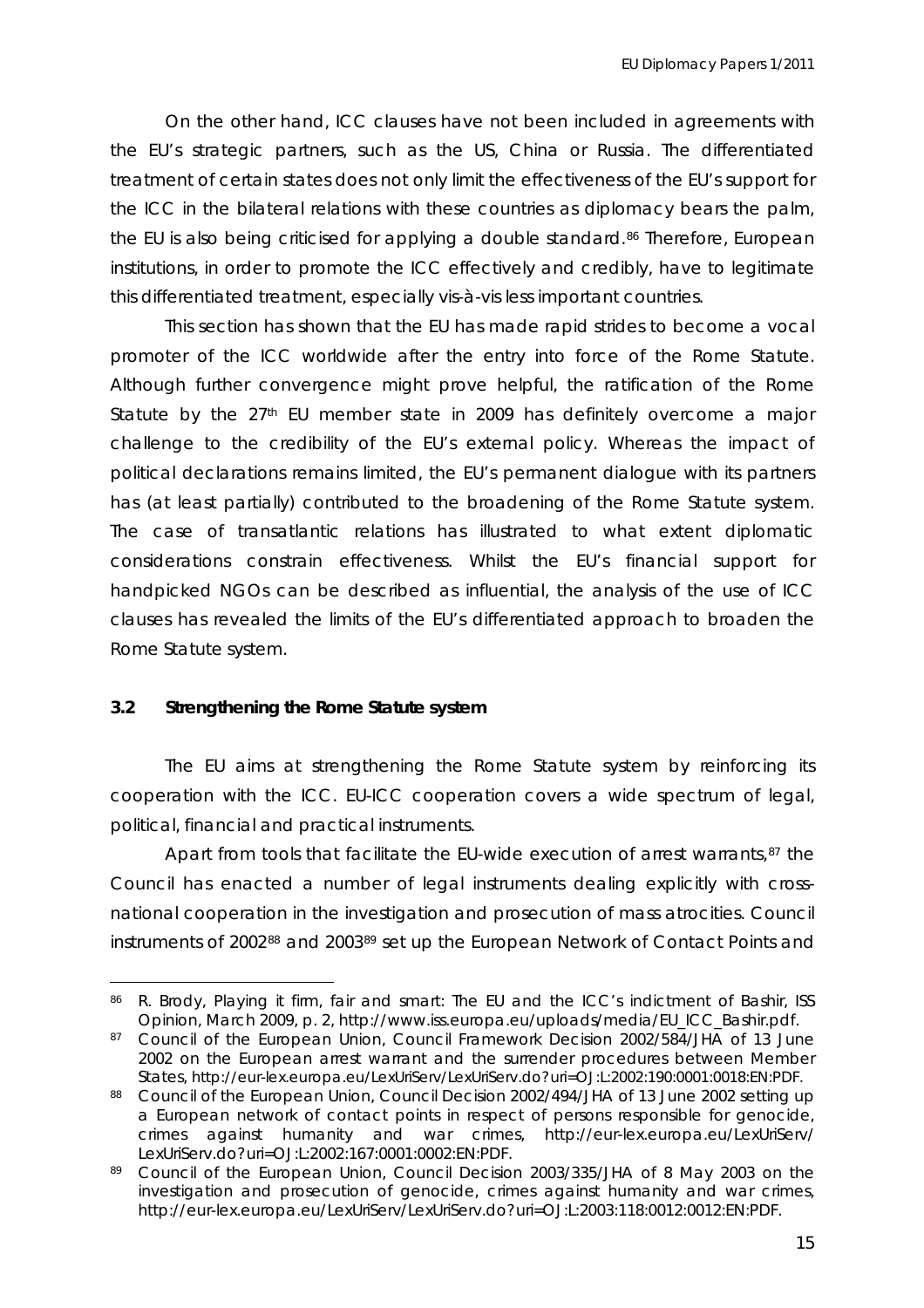On the other hand, ICC clauses have not been included in agreements with the EU's strategic partners, such as the US, China or Russia. The differentiated treatment of certain states does not only limit the effectiveness of the EU's support for the ICC in the bilateral relations with these countries as diplomacy bears the palm, the EU is also being criticised for applying a double standard.[86] Therefore, European institutions, in order to promote the ICC effectively and credibly, have to legitimate this differentiated treatment, especially vis-à-vis less important countries.

This section has shown that the EU has made rapid strides to become a vocal promoter of the ICC worldwide after the entry into force of the Rome Statute. Although further convergence might prove helpful, the ratification of the Rome Statute by the 27th EU member state in 2009 has definitely overcome a major challenge to the credibility of the EU's external policy. Whereas the impact of political declarations remains limited, the EU's permanent dialogue with its partners has (at least partially) contributed to the broadening of the Rome Statute system. The case of transatlantic relations has illustrated to what extent diplomatic considerations constrain effectiveness. Whilst the EU's financial support for handpicked NGOs can be described as influential, the analysis of the use of ICC clauses has revealed the limits of the EU's differentiated approach to broaden the Rome Statute system.

### 3.2 Strengthening the Rome Statute system

The EU aims at strengthening the Rome Statute system by reinforcing its cooperation with the ICC. EU-ICC cooperation covers a wide spectrum of legal, political, financial and practical instruments.

Apart from tools that facilitate the EU-wide execution of arrest warrants,[87] the Council has enacted a number of legal instruments dealing explicitly with cross-national cooperation in the investigation and prosecution of mass atrocities. Council instruments of 2002[88] and 2003[89] set up the European Network of Contact Points and

---

[86] R. Brody, Playing it firm, fair and smart: The EU and the ICC's indictment of Bashir, ISS Opinion, March 2009, p. 2, http://www.iss.europa.eu/uploads/media/EU_ICC_Bashir.pdf.

[87] Council of the European Union, Council Framework Decision 2002/584/JHA of 13 June 2002 on the European arrest warrant and the surrender procedures between Member States, http://eur-lex.europa.eu/LexUriServ/LexUriServ.do?uri=OJ:L:2002:190:0001:0018:EN:PDF.

[88] Council of the European Union, Council Decision 2002/494/JHA of 13 June 2002 setting up a European network of contact points in respect of persons responsible for genocide, crimes against humanity and war crimes, http://eur-lex.europa.eu/LexUriServ/LexUriServ.do?uri=OJ:L:2002:167:0001:0002:EN:PDF.

[89] Council of the European Union, Council Decision 2003/335/JHA of 8 May 2003 on the investigation and prosecution of genocide, crimes against humanity and war crimes, http://eur-lex.europa.eu/LexUriServ/LexUriServ.do?uri=OJ:L:2003:118:0012:0012:EN:PDF.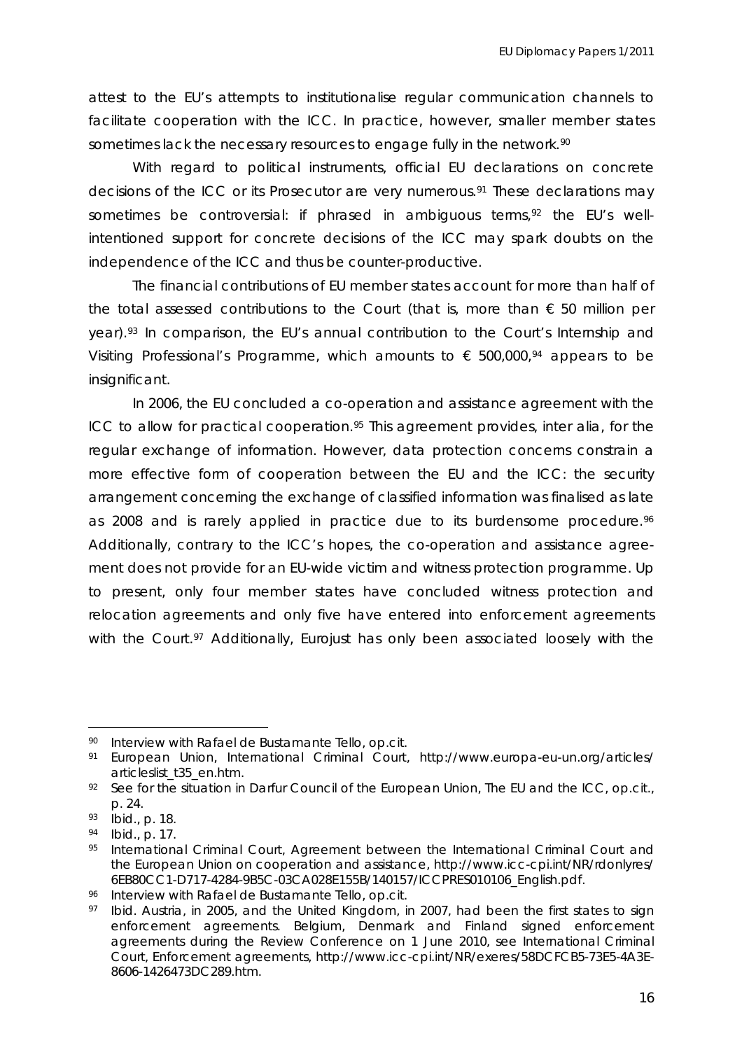attest to the EU's attempts to institutionalise regular communication channels to facilitate cooperation with the ICC. In practice, however, smaller member states sometimes lack the necessary resources to engage fully in the network.[90]

With regard to political instruments, official EU declarations on concrete decisions of the ICC or its Prosecutor are very numerous.[91] These declarations may sometimes be controversial: if phrased in ambiguous terms,[92] the EU's well-intentioned support for concrete decisions of the ICC may spark doubts on the independence of the ICC and thus be counter-productive.

The financial contributions of EU member states account for more than half of the total assessed contributions to the Court (that is, more than € 50 million per year).[93] In comparison, the EU's annual contribution to the Court's Internship and Visiting Professional's Programme, which amounts to € 500,000,[94] appears to be insignificant.

In 2006, the EU concluded a co-operation and assistance agreement with the ICC to allow for practical cooperation.[95] This agreement provides, inter alia, for the regular exchange of information. However, data protection concerns constrain a more effective form of cooperation between the EU and the ICC: the security arrangement concerning the exchange of classified information was finalised as late as 2008 and is rarely applied in practice due to its burdensome procedure.[96] Additionally, contrary to the ICC's hopes, the co-operation and assistance agreement does not provide for an EU-wide victim and witness protection programme. Up to present, only four member states have concluded witness protection and relocation agreements and only five have entered into enforcement agreements with the Court.[97] Additionally, Eurojust has only been associated loosely with the

---

[90] Interview with Rafael de Bustamante Tello, op.cit.

[91] European Union, International Criminal Court, http://www.europa-eu-un.org/articles/articleslist_t35_en.htm.

[92] See for the situation in Darfur Council of the European Union, *The EU and the ICC*, op.cit., p. 24.

[93] Ibid., p. 18.

[94] Ibid., p. 17.

[95] International Criminal Court, Agreement between the International Criminal Court and the European Union on cooperation and assistance, http://www.icc-cpi.int/NR/rdonlyres/6EB80CC1-D717-4284-9B5C-03CA028E155B/140157/ICCPRES010106_English.pdf.

[96] Interview with Rafael de Bustamante Tello, op.cit.

[97] Ibid. Austria, in 2005, and the United Kingdom, in 2007, had been the first states to sign enforcement agreements. Belgium, Denmark and Finland signed enforcement agreements during the Review Conference on 1 June 2010, see International Criminal Court, Enforcement agreements, http://www.icc-cpi.int/NR/exeres/58DCFCB5-73E5-4A3E-8606-1426473DC289.htm.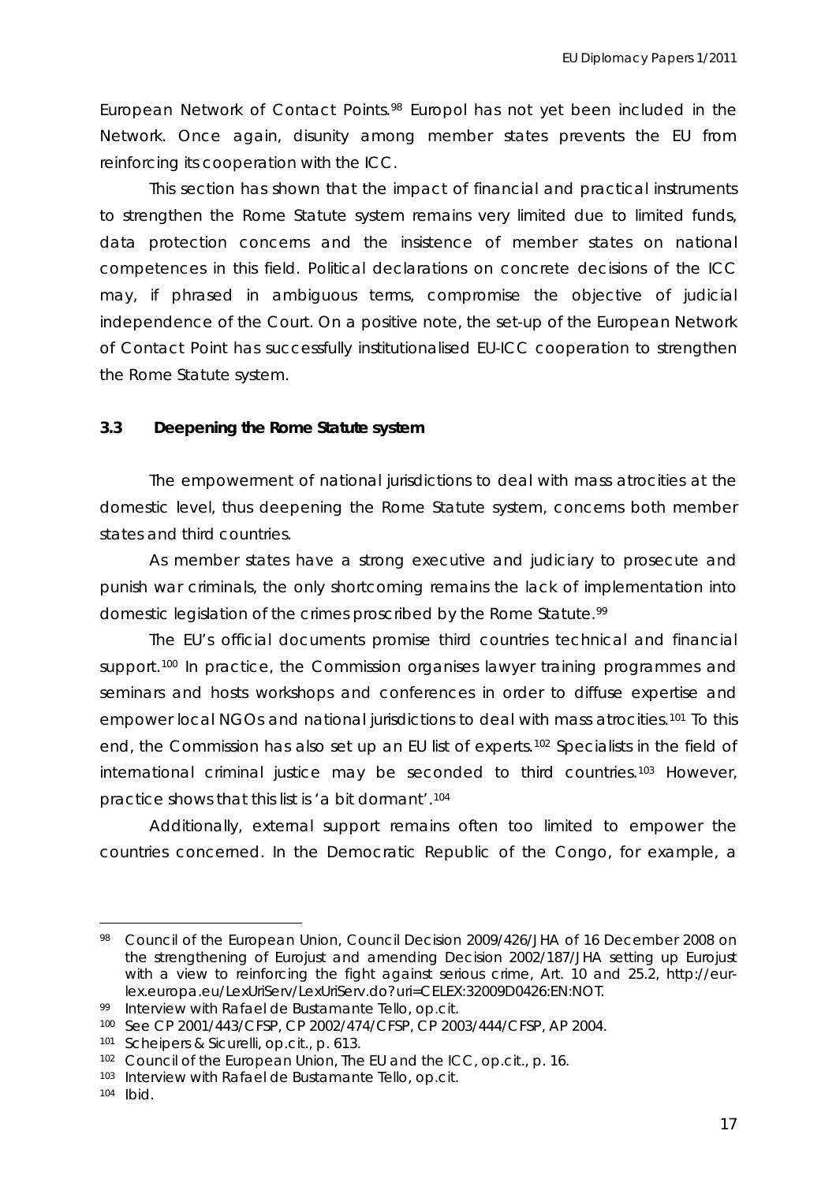European Network of Contact Points.[98] Europol has not yet been included in the Network. Once again, disunity among member states prevents the EU from reinforcing its cooperation with the ICC.

This section has shown that the impact of financial and practical instruments to strengthen the Rome Statute system remains very limited due to limited funds, data protection concerns and the insistence of member states on national competences in this field. Political declarations on concrete decisions of the ICC may, if phrased in ambiguous terms, compromise the objective of judicial independence of the Court. On a positive note, the set-up of the European Network of Contact Point has successfully institutionalised EU-ICC cooperation to strengthen the Rome Statute system.

### 3.3 Deepening the Rome Statute system

The empowerment of national jurisdictions to deal with mass atrocities at the domestic level, thus deepening the Rome Statute system, concerns both member states and third countries.

As member states have a strong executive and judiciary to prosecute and punish war criminals, the only shortcoming remains the lack of implementation into domestic legislation of the crimes proscribed by the Rome Statute.[99]

The EU's official documents promise third countries technical and financial support.[100] In practice, the Commission organises lawyer training programmes and seminars and hosts workshops and conferences in order to diffuse expertise and empower local NGOs and national jurisdictions to deal with mass atrocities.[101] To this end, the Commission has also set up an EU list of experts.[102] Specialists in the field of international criminal justice may be seconded to third countries.[103] However, practice shows that this list is 'a bit dormant'.[104]

Additionally, external support remains often too limited to empower the countries concerned. In the Democratic Republic of the Congo, for example, a

---

[98] Council of the European Union, Council Decision 2009/426/JHA of 16 December 2008 on the strengthening of Eurojust and amending Decision 2002/187/JHA setting up Eurojust with a view to reinforcing the fight against serious crime, Art. 10 and 25.2, http://eur-lex.europa.eu/LexUriServ/LexUriServ.do?uri=CELEX:32009D0426:EN:NOT.

[99] Interview with Rafael de Bustamante Tello, op.cit.

[100] See CP 2001/443/CFSP, CP 2002/474/CFSP, CP 2003/444/CFSP, AP 2004.

[101] Scheipers & Sicurelli, op.cit., p. 613.

[102] Council of the European Union, The EU and the ICC, op.cit., p. 16.

[103] Interview with Rafael de Bustamante Tello, op.cit.

[104] Ibid.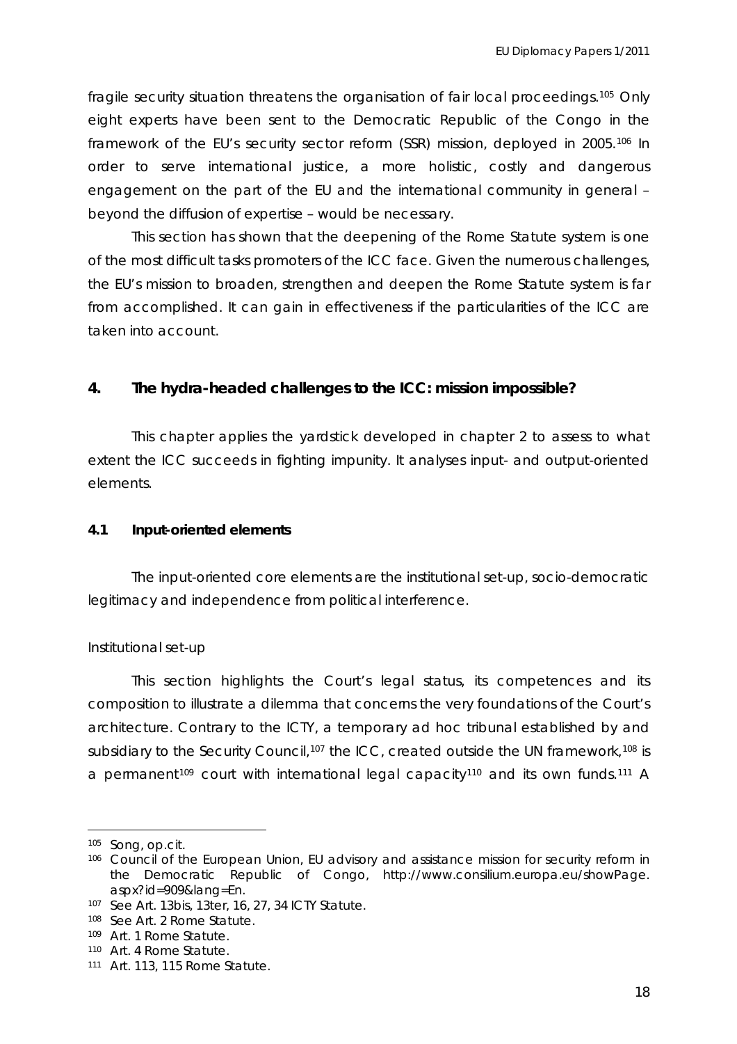fragile security situation threatens the organisation of fair local proceedings.[105] Only eight experts have been sent to the Democratic Republic of the Congo in the framework of the EU's security sector reform (SSR) mission, deployed in 2005.[106] In order to serve international justice, a more holistic, costly and dangerous engagement on the part of the EU and the international community in general – beyond the diffusion of expertise – would be necessary.

This section has shown that the deepening of the Rome Statute system is one of the most difficult tasks promoters of the ICC face. Given the numerous challenges, the EU's mission to broaden, strengthen and deepen the Rome Statute system is far from accomplished. It can gain in effectiveness if the particularities of the ICC are taken into account.

## 4. The hydra-headed challenges to the ICC: mission impossible?

This chapter applies the yardstick developed in chapter 2 to assess to what extent the ICC succeeds in fighting impunity. It analyses input- and output-oriented elements.

### 4.1 Input-oriented elements

The input-oriented core elements are the institutional set-up, socio-democratic legitimacy and independence from political interference.

*Institutional set-up*

This section highlights the Court's legal status, its competences and its composition to illustrate a dilemma that concerns the very foundations of the Court's architecture. Contrary to the ICTY, a temporary ad hoc tribunal established by and subsidiary to the Security Council,[107] the ICC, created outside the UN framework,[108] is a permanent[109] court with international legal capacity[110] and its own funds.[111] A

---

[105] Song, op.cit.

[106] Council of the European Union, EU advisory and assistance mission for security reform in the Democratic Republic of Congo, http://www.consilium.europa.eu/showPage.aspx?id=909&lang=En.

[107] See Art. 13bis, 13ter, 16, 27, 34 ICTY Statute.

[108] See Art. 2 Rome Statute.

[109] Art. 1 Rome Statute.

[110] Art. 4 Rome Statute.

[111] Art. 113, 115 Rome Statute.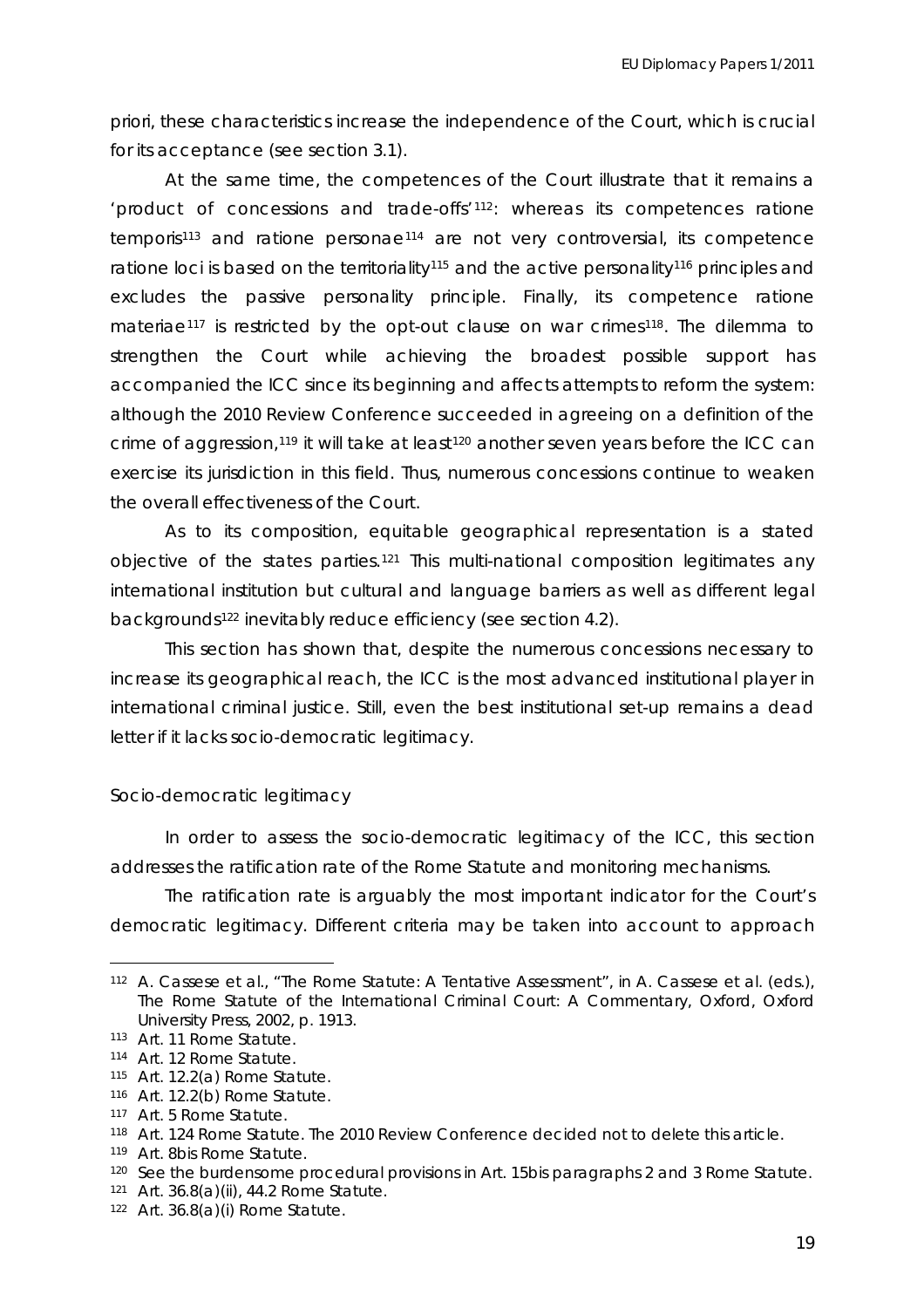priori, these characteristics increase the independence of the Court, which is crucial for its acceptance (see section 3.1).

At the same time, the competences of the Court illustrate that it remains a 'product of concessions and trade-offs'[112]: whereas its competences *ratione temporis*[113] and *ratione personae*[114] are not very controversial, its competence *ratione loci* is based on the territoriality[115] and the active personality[116] principles and excludes the passive personality principle. Finally, its competence *ratione materiae*[117] is restricted by the opt-out clause on war crimes[118]. The dilemma to strengthen the Court while achieving the broadest possible support has accompanied the ICC since its beginning and affects attempts to reform the system: although the 2010 Review Conference succeeded in agreeing on a definition of the crime of aggression,[119] it will take at least[120] another seven years before the ICC can exercise its jurisdiction in this field. Thus, numerous concessions continue to weaken the overall effectiveness of the Court.

As to its composition, equitable geographical representation is a stated objective of the states parties.[121] This multi-national composition legitimates any international institution but cultural and language barriers as well as different legal backgrounds[122] inevitably reduce efficiency (see section 4.2).

This section has shown that, despite the numerous concessions necessary to increase its geographical reach, the ICC is the most advanced institutional player in international criminal justice. Still, even the best institutional set-up remains a dead letter if it lacks socio-democratic legitimacy.

*Socio-democratic legitimacy*

In order to assess the socio-democratic legitimacy of the ICC, this section addresses the ratification rate of the Rome Statute and monitoring mechanisms.

The ratification rate is arguably the most important indicator for the Court's democratic legitimacy. Different criteria may be taken into account to approach

---

[112] A. Cassese et al., "The Rome Statute: A Tentative Assessment", in A. Cassese et al. (eds.), *The Rome Statute of the International Criminal Court: A Commentary*, Oxford, Oxford University Press, 2002, p. 1913.

[113] Art. 11 Rome Statute.

[114] Art. 12 Rome Statute.

[115] Art. 12.2(a) Rome Statute.

[116] Art. 12.2(b) Rome Statute.

[117] Art. 5 Rome Statute.

[118] Art. 124 Rome Statute. The 2010 Review Conference decided not to delete this article.

[119] Art. 8bis Rome Statute.

[120] See the burdensome procedural provisions in Art. 15bis paragraphs 2 and 3 Rome Statute.

[121] Art. 36.8(a)(ii), 44.2 Rome Statute.

[122] Art. 36.8(a)(i) Rome Statute.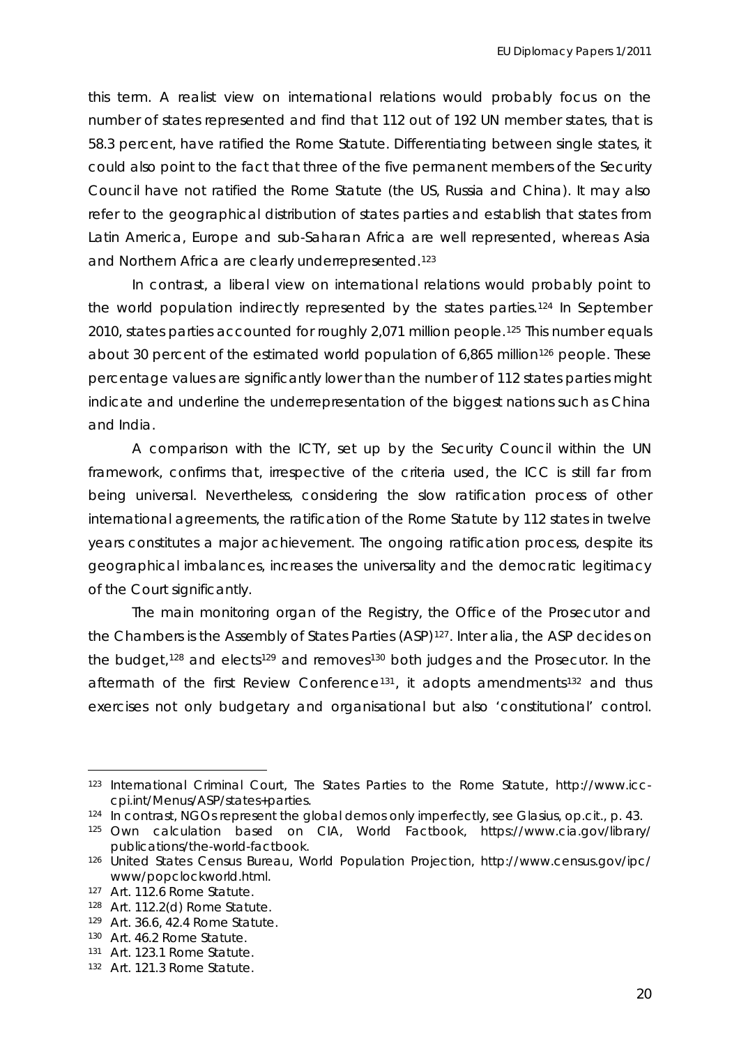this term. A realist view on international relations would probably focus on the number of states represented and find that 112 out of 192 UN member states, that is 58.3 percent, have ratified the Rome Statute. Differentiating between single states, it could also point to the fact that three of the five permanent members of the Security Council have not ratified the Rome Statute (the US, Russia and China). It may also refer to the geographical distribution of states parties and establish that states from Latin America, Europe and sub-Saharan Africa are well represented, whereas Asia and Northern Africa are clearly underrepresented.[123]

In contrast, a liberal view on international relations would probably point to the world population indirectly represented by the states parties.[124] In September 2010, states parties accounted for roughly 2,071 million people.[125] This number equals about 30 percent of the estimated world population of 6,865 million[126] people. These percentage values are significantly lower than the number of 112 states parties might indicate and underline the underrepresentation of the biggest nations such as China and India.

A comparison with the ICTY, set up by the Security Council within the UN framework, confirms that, irrespective of the criteria used, the ICC is still far from being universal. Nevertheless, considering the slow ratification process of other international agreements, the ratification of the Rome Statute by 112 states in twelve years constitutes a major achievement. The ongoing ratification process, despite its geographical imbalances, increases the universality and the democratic legitimacy of the Court significantly.

The main monitoring organ of the Registry, the Office of the Prosecutor and the Chambers is the Assembly of States Parties (ASP)[127]. Inter alia, the ASP decides on the budget,[128] and elects[129] and removes[130] both judges and the Prosecutor. In the aftermath of the first Review Conference[131], it adopts amendments[132] and thus exercises not only budgetary and organisational but also 'constitutional' control.

---

[123] International Criminal Court, The States Parties to the Rome Statute, http://www.icc-cpi.int/Menus/ASP/states+parties.

[124] In contrast, NGOs represent the global demos only imperfectly, see Glasius, op.cit., p. 43.

[125] Own calculation based on CIA, World Factbook, https://www.cia.gov/library/publications/the-world-factbook.

[126] United States Census Bureau, World Population Projection, http://www.census.gov/ipc/www/popclockworld.html.

[127] Art. 112.6 Rome Statute.

[128] Art. 112.2(d) Rome Statute.

[129] Art. 36.6, 42.4 Rome Statute.

[130] Art. 46.2 Rome Statute.

[131] Art. 123.1 Rome Statute.

[132] Art. 121.3 Rome Statute.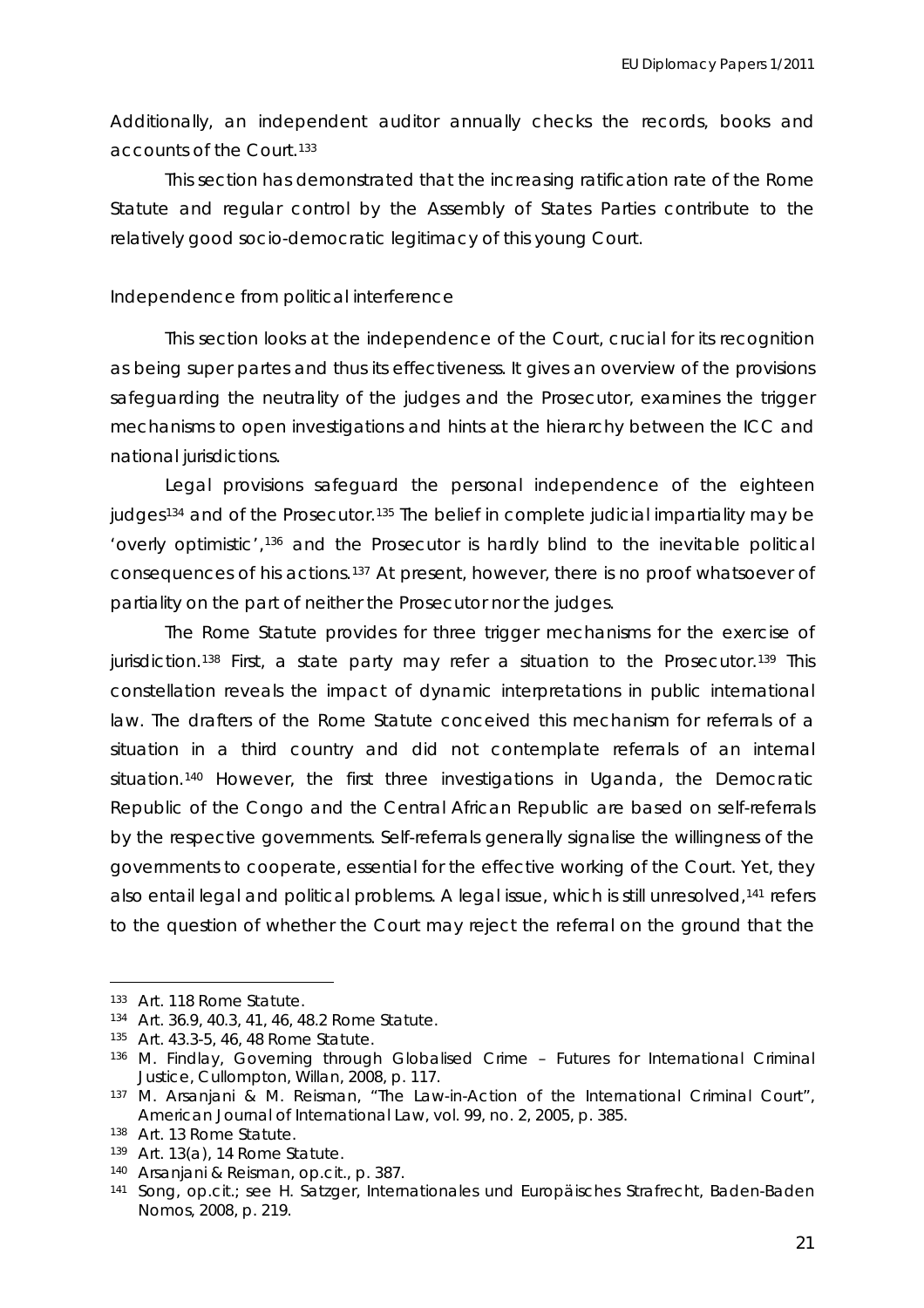Additionally, an independent auditor annually checks the records, books and accounts of the Court.[133]

This section has demonstrated that the increasing ratification rate of the Rome Statute and regular control by the Assembly of States Parties contribute to the relatively good socio-democratic legitimacy of this young Court.

*Independence from political interference*

This section looks at the independence of the Court, crucial for its recognition as being *super partes* and thus its effectiveness. It gives an overview of the provisions safeguarding the neutrality of the judges and the Prosecutor, examines the trigger mechanisms to open investigations and hints at the hierarchy between the ICC and national jurisdictions.

Legal provisions safeguard the personal independence of the eighteen judges[134] and of the Prosecutor.[135] The belief in complete judicial impartiality may be 'overly optimistic',[136] and the Prosecutor is hardly blind to the inevitable political consequences of his actions.[137] At present, however, there is no proof whatsoever of partiality on the part of neither the Prosecutor nor the judges.

The Rome Statute provides for three trigger mechanisms for the exercise of jurisdiction.[138] First, a state party may refer a situation to the Prosecutor.[139] This constellation reveals the impact of dynamic interpretations in public international law. The drafters of the Rome Statute conceived this mechanism for referrals of a situation in a third country and did not contemplate referrals of an internal situation.[140] However, the first three investigations in Uganda, the Democratic Republic of the Congo and the Central African Republic are based on self-referrals by the respective governments. Self-referrals generally signalise the willingness of the governments to cooperate, essential for the effective working of the Court. Yet, they also entail legal and political problems. A legal issue, which is still unresolved,[141] refers to the question of whether the Court may reject the referral on the ground that the

---

[133] Art. 118 Rome Statute.

[134] Art. 36.9, 40.3, 41, 46, 48.2 Rome Statute.

[135] Art. 43.3-5, 46, 48 Rome Statute.

[136] M. Findlay, *Governing through Globalised Crime – Futures for International Criminal Justice*, Cullompton, Willan, 2008, p. 117.

[137] M. Arsanjani & M. Reisman, "The Law-in-Action of the International Criminal Court", *American Journal of International Law*, vol. 99, no. 2, 2005, p. 385.

[138] Art. 13 Rome Statute.

[139] Art. 13(a), 14 Rome Statute.

[140] Arsanjani & Reisman, *op.cit.*, p. 387.

[141] Song, *op.cit.*; see H. Satzger, *Internationales und Europäisches Strafrecht*, Baden-Baden Nomos, 2008, p. 219.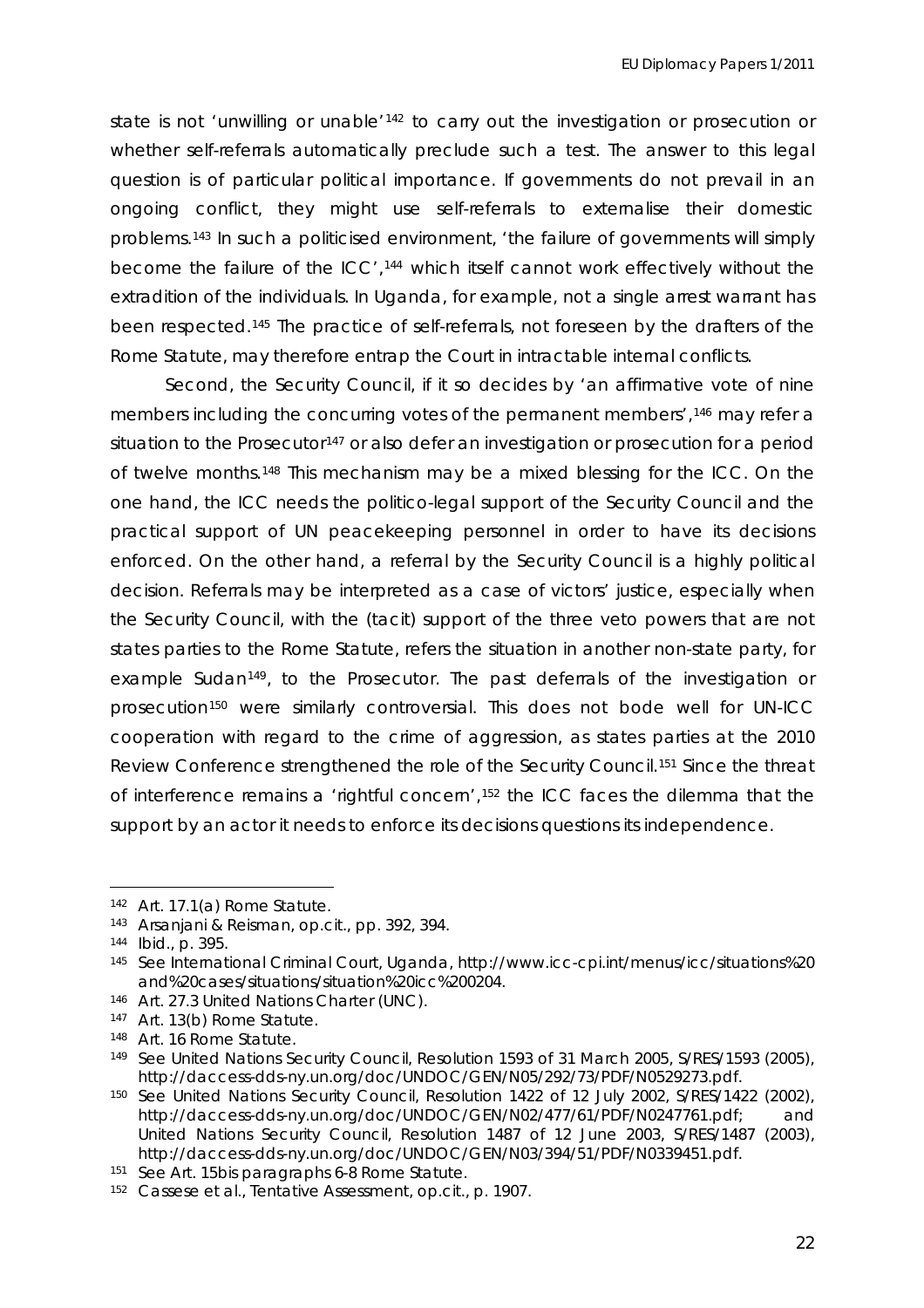state is not 'unwilling or unable'[142] to carry out the investigation or prosecution or whether self-referrals automatically preclude such a test. The answer to this legal question is of particular political importance. If governments do not prevail in an ongoing conflict, they might use self-referrals to externalise their domestic problems.[143] In such a politicised environment, 'the failure of governments will simply become the failure of the ICC',[144] which itself cannot work effectively without the extradition of the individuals. In Uganda, for example, not a single arrest warrant has been respected.[145] The practice of self-referrals, not foreseen by the drafters of the Rome Statute, may therefore entrap the Court in intractable internal conflicts.

Second, the Security Council, if it so decides by 'an affirmative vote of nine members including the concurring votes of the permanent members',[146] may refer a situation to the Prosecutor[147] or also defer an investigation or prosecution for a period of twelve months.[148] This mechanism may be a mixed blessing for the ICC. On the one hand, the ICC needs the politico-legal support of the Security Council and the practical support of UN peacekeeping personnel in order to have its decisions enforced. On the other hand, a referral by the Security Council is a highly political decision. Referrals may be interpreted as a case of victors' justice, especially when the Security Council, with the (tacit) support of the three veto powers that are not states parties to the Rome Statute, refers the situation in another non-state party, for example Sudan[149], to the Prosecutor. The past deferrals of the investigation or prosecution[150] were similarly controversial. This does not bode well for UN-ICC cooperation with regard to the crime of aggression, as states parties at the 2010 Review Conference strengthened the role of the Security Council.[151] Since the threat of interference remains a 'rightful concern',[152] the ICC faces the dilemma that the support by an actor it needs to enforce its decisions questions its independence.

---

[142] Art. 17.1(a) Rome Statute.

[143] Arsanjani & Reisman, op.cit., pp. 392, 394.

[144] Ibid., p. 395.

[145] See International Criminal Court, Uganda, http://www.icc-cpi.int/menus/icc/situations%20and%20cases/situations/situation%20icc%200204.

[146] Art. 27.3 United Nations Charter (UNC).

[147] Art. 13(b) Rome Statute.

[148] Art. 16 Rome Statute.

[149] See United Nations Security Council, Resolution 1593 of 31 March 2005, S/RES/1593 (2005), http://daccess-dds-ny.un.org/doc/UNDOC/GEN/N05/292/73/PDF/N0529273.pdf.

[150] See United Nations Security Council, Resolution 1422 of 12 July 2002, S/RES/1422 (2002), http://daccess-dds-ny.un.org/doc/UNDOC/GEN/N02/477/61/PDF/N0247761.pdf; and United Nations Security Council, Resolution 1487 of 12 June 2003, S/RES/1487 (2003), http://daccess-dds-ny.un.org/doc/UNDOC/GEN/N03/394/51/PDF/N0339451.pdf.

[151] See Art. 15bis paragraphs 6-8 Rome Statute.

[152] Cassese et al., Tentative Assessment, op.cit., p. 1907.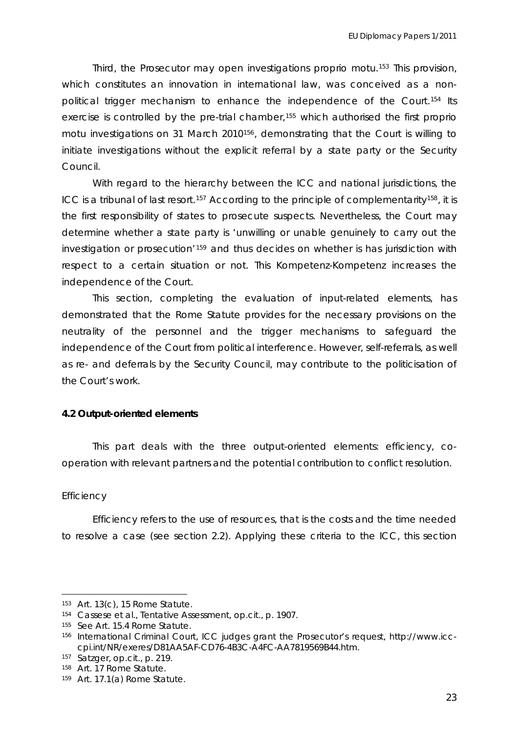Third, the Prosecutor may open investigations proprio motu.[153] This provision, which constitutes an innovation in international law, was conceived as a non-political trigger mechanism to enhance the independence of the Court.[154] Its exercise is controlled by the pre-trial chamber,[155] which authorised the first proprio motu investigations on 31 March 2010[156], demonstrating that the Court is willing to initiate investigations without the explicit referral by a state party or the Security Council.

With regard to the hierarchy between the ICC and national jurisdictions, the ICC is a tribunal of last resort.[157] According to the principle of complementarity[158], it is the first responsibility of states to prosecute suspects. Nevertheless, the Court may determine whether a state party is 'unwilling or unable genuinely to carry out the investigation or prosecution'[159] and thus decides on whether is has jurisdiction with respect to a certain situation or not. This Kompetenz-Kompetenz increases the independence of the Court.

This section, completing the evaluation of input-related elements, has demonstrated that the Rome Statute provides for the necessary provisions on the neutrality of the personnel and the trigger mechanisms to safeguard the independence of the Court from political interference. However, self-referrals, as well as re- and deferrals by the Security Council, may contribute to the politicisation of the Court's work.

### 4.2 Output-oriented elements

This part deals with the three output-oriented elements: efficiency, co-operation with relevant partners and the potential contribution to conflict resolution.

*Efficiency*

Efficiency refers to the use of resources, that is the costs and the time needed to resolve a case (see section 2.2). Applying these criteria to the ICC, this section

---

[153] Art. 13(c), 15 Rome Statute.

[154] Cassese et al., Tentative Assessment, op.cit., p. 1907.

[155] See Art. 15.4 Rome Statute.

[156] International Criminal Court, ICC judges grant the Prosecutor's request, http://www.icc-cpi.int/NR/exeres/D81AA5AF-CD76-4B3C-A4FC-AA7819569B44.htm.

[157] Satzger, op.cit., p. 219.

[158] Art. 17 Rome Statute.

[159] Art. 17.1(a) Rome Statute.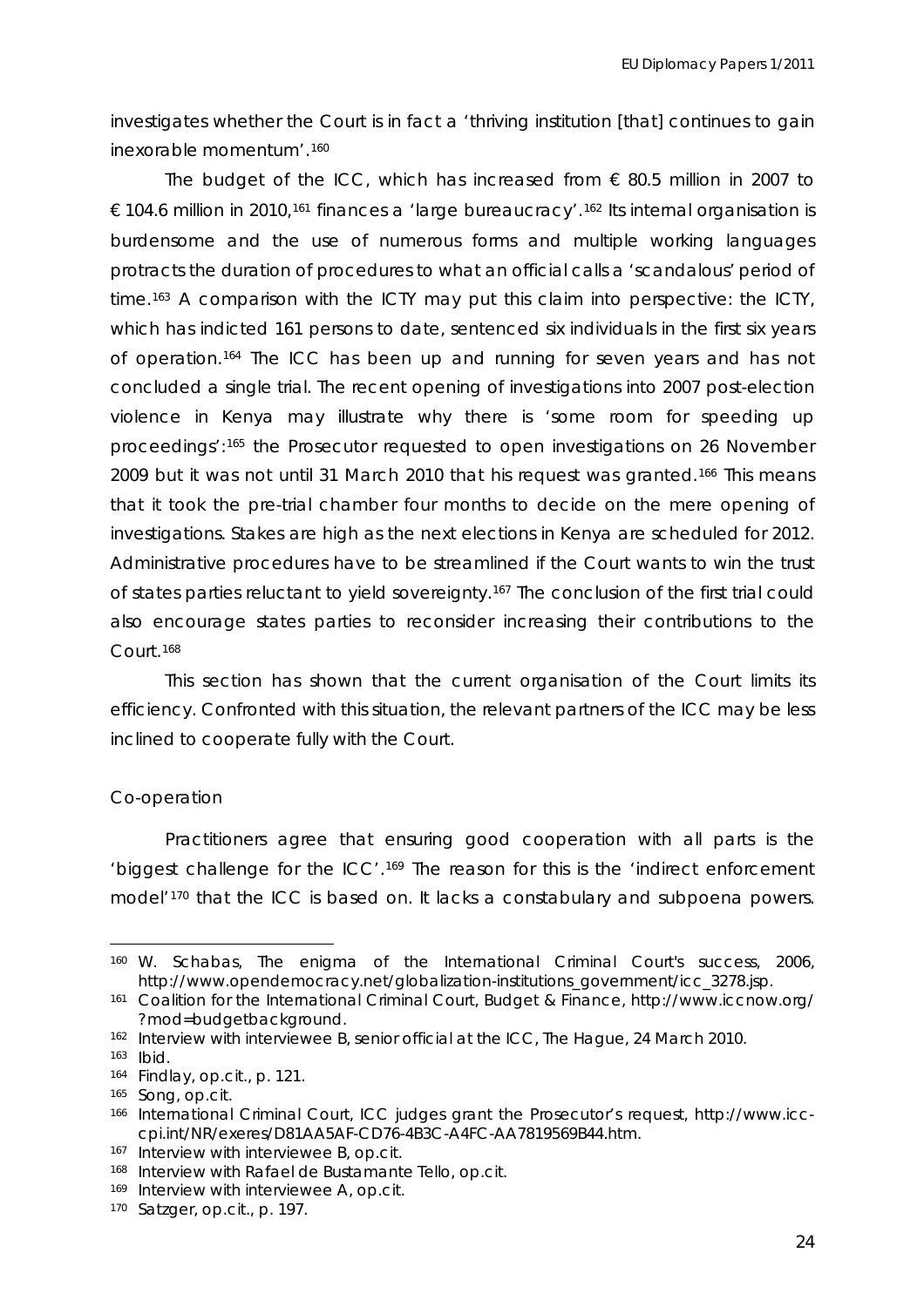investigates whether the Court is in fact a 'thriving institution [that] continues to gain inexorable momentum'.[160]

The budget of the ICC, which has increased from € 80.5 million in 2007 to € 104.6 million in 2010,[161] finances a 'large bureaucracy'.[162] Its internal organisation is burdensome and the use of numerous forms and multiple working languages protracts the duration of procedures to what an official calls a 'scandalous' period of time.[163] A comparison with the ICTY may put this claim into perspective: the ICTY, which has indicted 161 persons to date, sentenced six individuals in the first six years of operation.[164] The ICC has been up and running for seven years and has not concluded a single trial. The recent opening of investigations into 2007 post-election violence in Kenya may illustrate why there is 'some room for speeding up proceedings':[165] the Prosecutor requested to open investigations on 26 November 2009 but it was not until 31 March 2010 that his request was granted.[166] This means that it took the pre-trial chamber four months to decide on the mere opening of investigations. Stakes are high as the next elections in Kenya are scheduled for 2012. Administrative procedures have to be streamlined if the Court wants to win the trust of states parties reluctant to yield sovereignty.[167] The conclusion of the first trial could also encourage states parties to reconsider increasing their contributions to the Court.[168]

This section has shown that the current organisation of the Court limits its efficiency. Confronted with this situation, the relevant partners of the ICC may be less inclined to cooperate fully with the Court.

### Co-operation

Practitioners agree that ensuring good cooperation with all parts is the 'biggest challenge for the ICC'.[169] The reason for this is the 'indirect enforcement model'[170] that the ICC is based on. It lacks a constabulary and subpoena powers.

---

[160] W. Schabas, *The enigma of the International Criminal Court's success*, 2006, http://www.opendemocracy.net/globalization-institutions_government/icc_3278.jsp.

[161] Coalition for the International Criminal Court, *Budget & Finance*, http://www.iccnow.org/?mod=budgetbackground.

[162] Interview with interviewee B, senior official at the ICC, The Hague, 24 March 2010.

[163] Ibid.

[164] Findlay, op.cit., p. 121.

[165] Song, op.cit.

[166] International Criminal Court, *ICC judges grant the Prosecutor's request*, http://www.icc-cpi.int/NR/exeres/D81AA5AF-CD76-4B3C-A4FC-AA7819569B44.htm.

[167] Interview with interviewee B, op.cit.

[168] Interview with Rafael de Bustamante Tello, op.cit.

[169] Interview with interviewee A, op.cit.

[170] Satzger, op.cit., p. 197.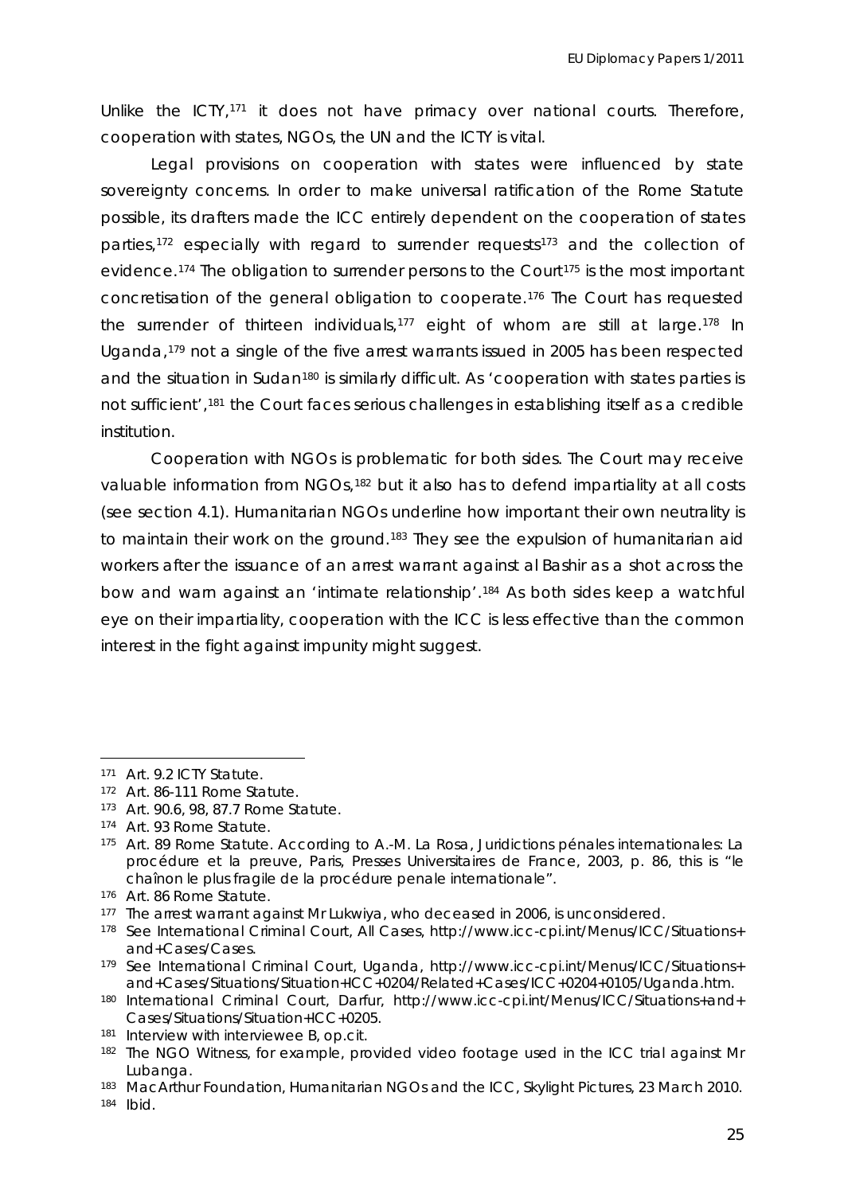Unlike the ICTY,[171] it does not have primacy over national courts. Therefore, cooperation with states, NGOs, the UN and the ICTY is vital.

Legal provisions on cooperation with states were influenced by state sovereignty concerns. In order to make universal ratification of the Rome Statute possible, its drafters made the ICC entirely dependent on the cooperation of states parties,[172] especially with regard to surrender requests[173] and the collection of evidence.[174] The obligation to surrender persons to the Court[175] is the most important concretisation of the general obligation to cooperate.[176] The Court has requested the surrender of thirteen individuals,[177] eight of whom are still at large.[178] In Uganda,[179] not a single of the five arrest warrants issued in 2005 has been respected and the situation in Sudan[180] is similarly difficult. As 'cooperation with states parties is not sufficient',[181] the Court faces serious challenges in establishing itself as a credible institution.

Cooperation with NGOs is problematic for both sides. The Court may receive valuable information from NGOs,[182] but it also has to defend impartiality at all costs (see section 4.1). Humanitarian NGOs underline how important their own neutrality is to maintain their work on the ground.[183] They see the expulsion of humanitarian aid workers after the issuance of an arrest warrant against al Bashir as a shot across the bow and warn against an 'intimate relationship'.[184] As both sides keep a watchful eye on their impartiality, cooperation with the ICC is less effective than the common interest in the fight against impunity might suggest.

---

[171] Art. 9.2 ICTY Statute.

[172] Art. 86-111 Rome Statute.

[173] Art. 90.6, 98, 87.7 Rome Statute.

[174] Art. 93 Rome Statute.

[175] Art. 89 Rome Statute. According to A.-M. La Rosa, *Juridictions pénales internationales: La procédure et la preuve*, Paris, Presses Universitaires de France, 2003, p. 86, this is "le chaînon le plus fragile de la procédure penale internationale".

[176] Art. 86 Rome Statute.

[177] The arrest warrant against Mr Lukwiya, who deceased in 2006, is unconsidered.

[178] See International Criminal Court, All Cases, http://www.icc-cpi.int/Menus/ICC/Situations+and+Cases/Cases.

[179] See International Criminal Court, Uganda, http://www.icc-cpi.int/Menus/ICC/Situations+and+Cases/Situations/Situation+ICC+0204/Related+Cases/ICC+0204+0105/Uganda.htm.

[180] International Criminal Court, Darfur, http://www.icc-cpi.int/Menus/ICC/Situations+and+Cases/Situations/Situation+ICC+0205.

[181] Interview with interviewee B, *op.cit.*

[182] The NGO Witness, for example, provided video footage used in the ICC trial against Mr Lubanga.

[183] MacArthur Foundation, *Humanitarian NGOs and the ICC*, Skylight Pictures, 23 March 2010.

[184] *Ibid.*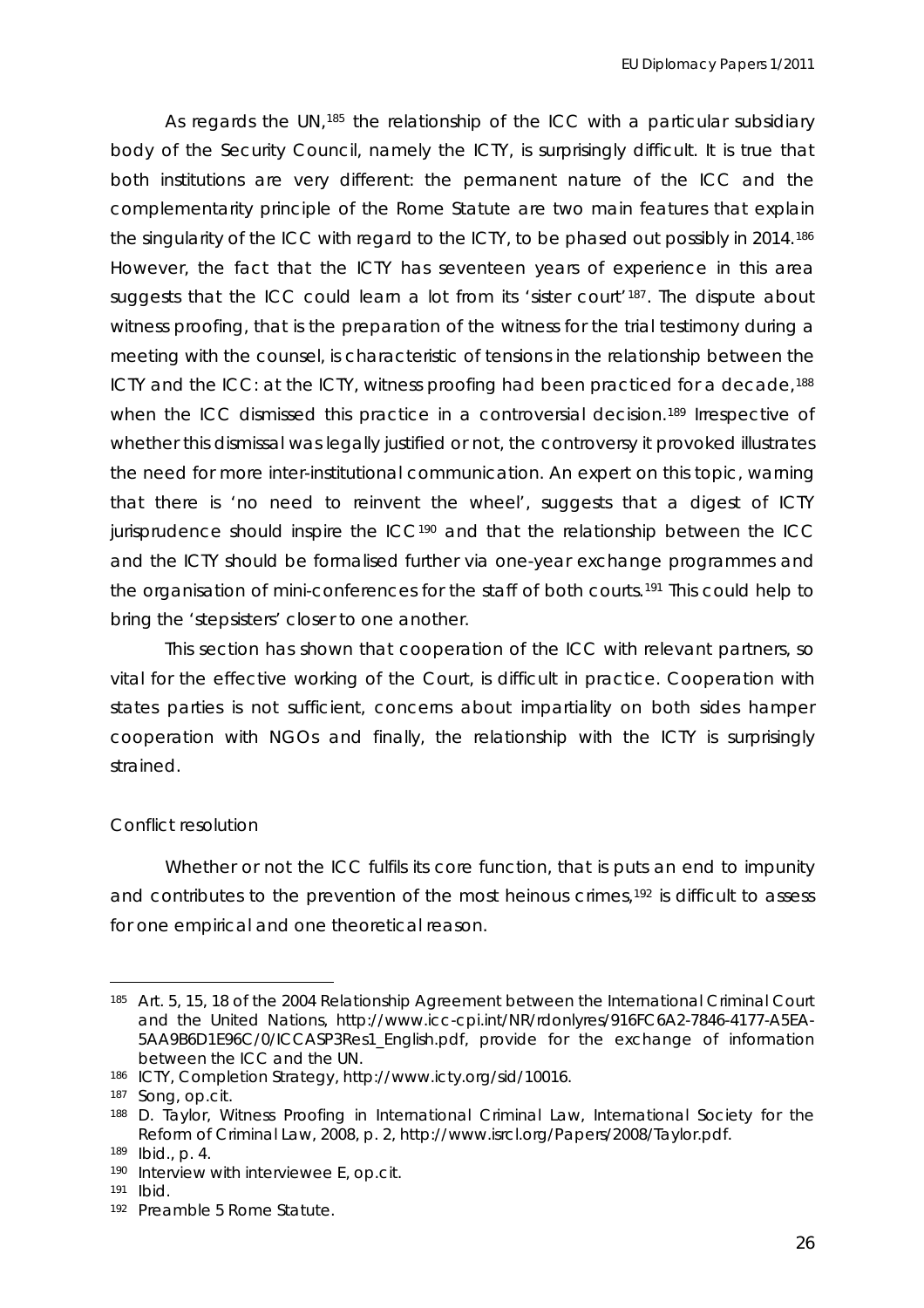As regards the UN,[185] the relationship of the ICC with a particular subsidiary body of the Security Council, namely the ICTY, is surprisingly difficult. It is true that both institutions are very different: the permanent nature of the ICC and the complementarity principle of the Rome Statute are two main features that explain the singularity of the ICC with regard to the ICTY, to be phased out possibly in 2014.[186] However, the fact that the ICTY has seventeen years of experience in this area suggests that the ICC could learn a lot from its 'sister court'[187]. The dispute about witness proofing, that is the preparation of the witness for the trial testimony during a meeting with the counsel, is characteristic of tensions in the relationship between the ICTY and the ICC: at the ICTY, witness proofing had been practiced for a decade,[188] when the ICC dismissed this practice in a controversial decision.[189] Irrespective of whether this dismissal was legally justified or not, the controversy it provoked illustrates the need for more inter-institutional communication. An expert on this topic, warning that there is 'no need to reinvent the wheel', suggests that a digest of ICTY jurisprudence should inspire the ICC[190] and that the relationship between the ICC and the ICTY should be formalised further via one-year exchange programmes and the organisation of mini-conferences for the staff of both courts.[191] This could help to bring the 'stepsisters' closer to one another.

This section has shown that cooperation of the ICC with relevant partners, so vital for the effective working of the Court, is difficult in practice. Cooperation with states parties is not sufficient, concerns about impartiality on both sides hamper cooperation with NGOs and finally, the relationship with the ICTY is surprisingly strained.

*Conflict resolution*

Whether or not the ICC fulfils its core function, that is puts an end to impunity and contributes to the prevention of the most heinous crimes,[192] is difficult to assess for one empirical and one theoretical reason.

---

[185] Art. 5, 15, 18 of the 2004 Relationship Agreement between the International Criminal Court and the United Nations, http://www.icc-cpi.int/NR/rdonlyres/916FC6A2-7846-4177-A5EA-5AA9B6D1E96C/0/ICCASP3Res1_English.pdf, provide for the exchange of information between the ICC and the UN.

[186] ICTY, Completion Strategy, http://www.icty.org/sid/10016.

[187] Song, op.cit.

[188] D. Taylor, Witness Proofing in International Criminal Law, International Society for the Reform of Criminal Law, 2008, p. 2, http://www.isrcl.org/Papers/2008/Taylor.pdf.

[189] Ibid., p. 4.

[190] Interview with interviewee E, op.cit.

[191] Ibid.

[192] Preamble 5 Rome Statute.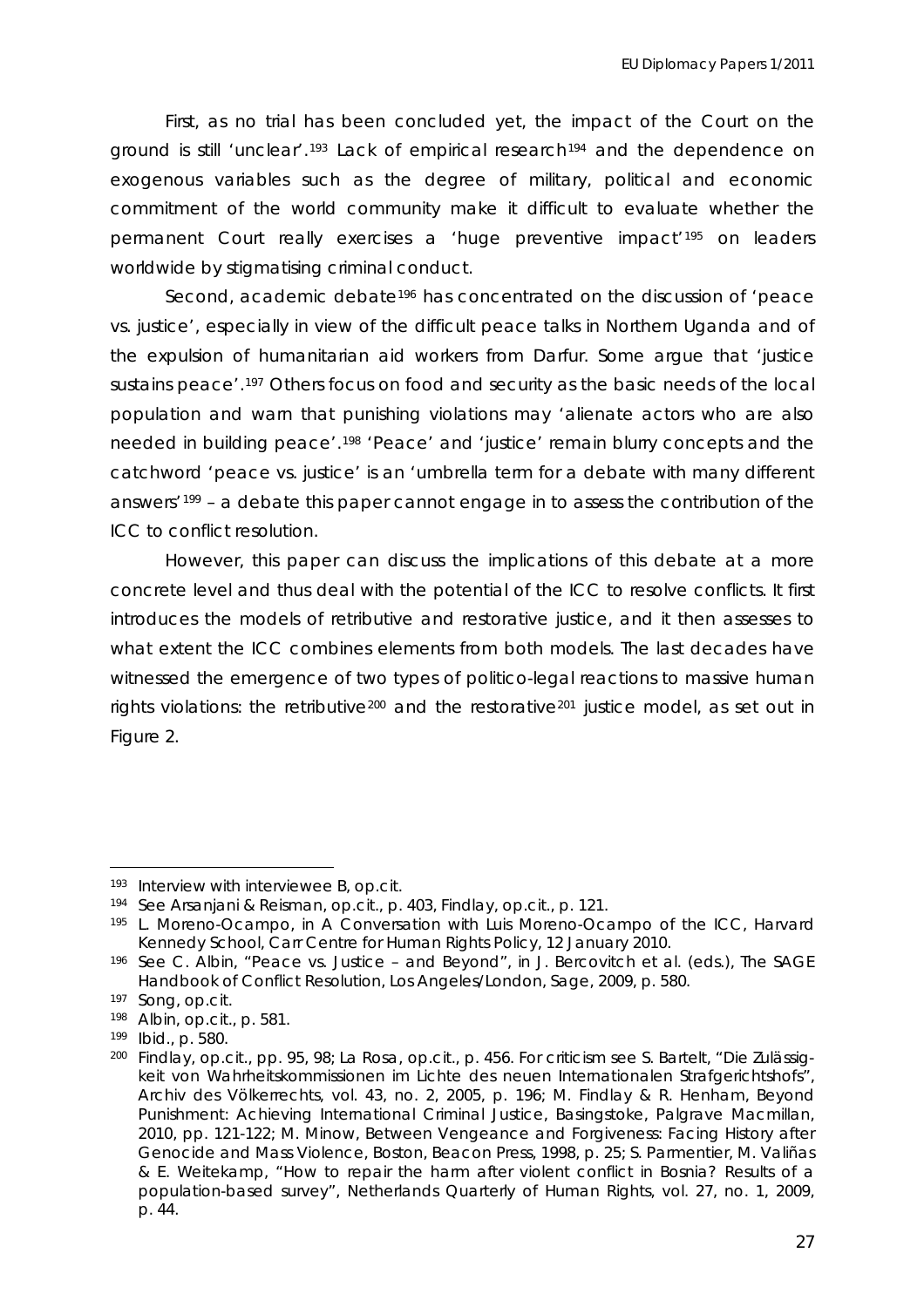First, as no trial has been concluded yet, the impact of the Court on the ground is still 'unclear'.[193] Lack of empirical research[194] and the dependence on exogenous variables such as the degree of military, political and economic commitment of the world community make it difficult to evaluate whether the permanent Court really exercises a 'huge preventive impact'[195] on leaders worldwide by stigmatising criminal conduct.

Second, academic debate[196] has concentrated on the discussion of 'peace vs. justice', especially in view of the difficult peace talks in Northern Uganda and of the expulsion of humanitarian aid workers from Darfur. Some argue that 'justice sustains peace'.[197] Others focus on food and security as the basic needs of the local population and warn that punishing violations may 'alienate actors who are also needed in building peace'.[198] 'Peace' and 'justice' remain blurry concepts and the catchword 'peace vs. justice' is an 'umbrella term for a debate with many different answers'[199] – a debate this paper cannot engage in to assess the contribution of the ICC to conflict resolution.

However, this paper can discuss the implications of this debate at a more concrete level and thus deal with the potential of the ICC to resolve conflicts. It first introduces the models of retributive and restorative justice, and it then assesses to what extent the ICC combines elements from both models. The last decades have witnessed the emergence of two types of politico-legal reactions to massive human rights violations: the retributive[200] and the restorative[201] justice model, as set out in Figure 2.

---

[193] Interview with interviewee B, op.cit.

[194] See Arsanjani & Reisman, op.cit., p. 403, Findlay, op.cit., p. 121.

[195] L. Moreno-Ocampo, in A Conversation with Luis Moreno-Ocampo of the ICC, Harvard Kennedy School, Carr Centre for Human Rights Policy, 12 January 2010.

[196] See C. Albin, "Peace vs. Justice – and Beyond", in J. Bercovitch et al. (eds.), *The SAGE Handbook of Conflict Resolution*, Los Angeles/London, Sage, 2009, p. 580.

[197] Song, op.cit.

[198] Albin, op.cit., p. 581.

[199] *Ibid.*, p. 580.

[200] Findlay, op.cit., pp. 95, 98; La Rosa, op.cit., p. 456. For criticism see S. Bartelt, "Die Zulässigkeit von Wahrheitskommissionen im Lichte des neuen Internationalen Strafgerichtshofs", *Archiv des Völkerrechts*, vol. 43, no. 2, 2005, p. 196; M. Findlay & R. Henham, *Beyond Punishment: Achieving International Criminal Justice*, Basingstoke, Palgrave Macmillan, 2010, pp. 121-122; M. Minow, *Between Vengeance and Forgiveness: Facing History after Genocide and Mass Violence*, Boston, Beacon Press, 1998, p. 25; S. Parmentier, M. Valiñas & E. Weitekamp, "How to repair the harm after violent conflict in Bosnia? Results of a population-based survey", *Netherlands Quarterly of Human Rights*, vol. 27, no. 1, 2009, p. 44.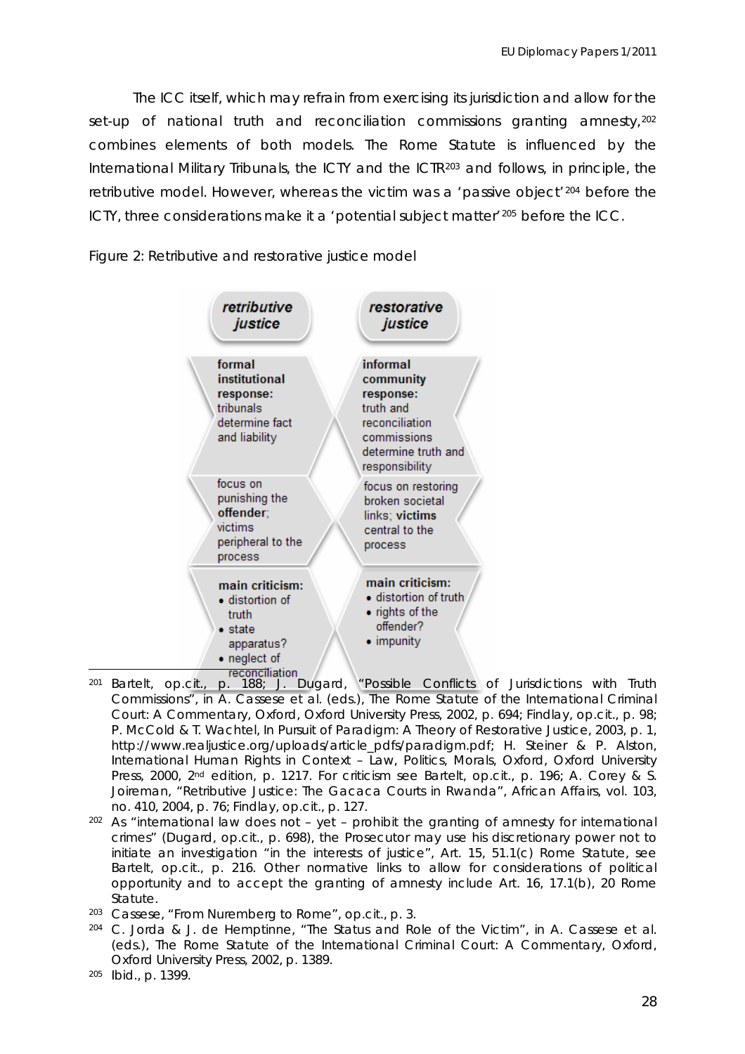The ICC itself, which may refrain from exercising its jurisdiction and allow for the set-up of national truth and reconciliation commissions granting amnesty,[202] combines elements of both models. The Rome Statute is influenced by the International Military Tribunals, the ICTY and the ICTR[203] and follows, in principle, the retributive model. However, whereas the victim was a 'passive object'[204] before the ICTY, three considerations make it a 'potential subject matter'[205] before the ICC.

Figure 2: Retributive and restorative justice model

| *retributive justice* | *restorative justice* |
| --- | --- |
| **formal institutional response:** tribunals determine fact and liability | **informal community response:** truth and reconciliation commissions determine truth and responsibility |
| focus on punishing the **offender**; victims peripheral to the process | focus on restoring broken societal links; **victims** central to the process |
| **main criticism:** <br>• distortion of truth <br>• state apparatus? <br>• neglect of reconciliation | **main criticism:** <br>• distortion of truth <br>• rights of the offender? <br>• impunity |

---

[201] Bartelt, op.cit., p. 188; J. Dugard, "Possible Conflicts of Jurisdictions with Truth Commissions", in A. Cassese et al. (eds.), *The Rome Statute of the International Criminal Court: A Commentary*, Oxford, Oxford University Press, 2002, p. 694; Findlay, op.cit., p. 98; P. McCold & T. Wachtel, *In Pursuit of Paradigm: A Theory of Restorative Justice*, 2003, p. 1, http://www.realjustice.org/uploads/article_pdfs/paradigm.pdf; H. Steiner & P. Alston, *International Human Rights in Context – Law, Politics, Morals*, Oxford, Oxford University Press, 2000, 2nd edition, p. 1217. For criticism see Bartelt, op.cit., p. 196; A. Corey & S. Joireman, "Retributive Justice: The Gacaca Courts in Rwanda", *African Affairs*, vol. 103, no. 410, 2004, p. 76; Findlay, op.cit., p. 127.

[202] As "international law does not – yet – prohibit the granting of amnesty for international crimes" (Dugard, op.cit., p. 698), the Prosecutor may use his discretionary power not to initiate an investigation "in the interests of justice", Art. 15, 51.1(c) Rome Statute, see Bartelt, op.cit., p. 216. Other normative links to allow for considerations of political opportunity and to accept the granting of amnesty include Art. 16, 17.1(b), 20 Rome Statute.

[203] Cassese, "From Nuremberg to Rome", op.cit., p. 3.

[204] C. Jorda & J. de Hemptinne, "The Status and Role of the Victim", in A. Cassese et al. (eds.), *The Rome Statute of the International Criminal Court: A Commentary*, Oxford, Oxford University Press, 2002, p. 1389.

[205] Ibid., p. 1399.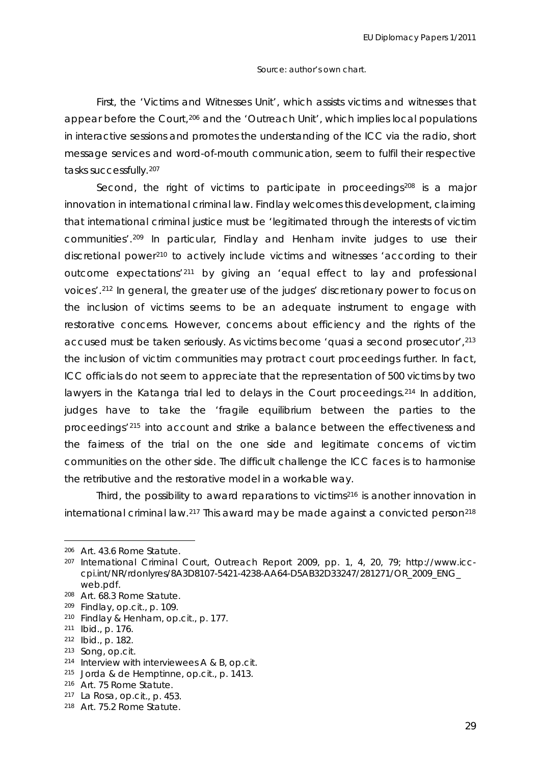Source: author's own chart.

First, the 'Victims and Witnesses Unit', which assists victims and witnesses that appear before the Court,[206] and the 'Outreach Unit', which implies local populations in interactive sessions and promotes the understanding of the ICC via the radio, short message services and word-of-mouth communication, seem to fulfil their respective tasks successfully.[207]

Second, the right of victims to participate in proceedings[208] is a major innovation in international criminal law. Findlay welcomes this development, claiming that international criminal justice must be 'legitimated through the interests of victim communities'.[209] In particular, Findlay and Henham invite judges to use their discretional power[210] to actively include victims and witnesses 'according to their outcome expectations'[211] by giving an 'equal effect to lay and professional voices'.[212] In general, the greater use of the judges' discretionary power to focus on the inclusion of victims seems to be an adequate instrument to engage with restorative concerns. However, concerns about efficiency and the rights of the accused must be taken seriously. As victims become 'quasi a second prosecutor',[213] the inclusion of victim communities may protract court proceedings further. In fact, ICC officials do not seem to appreciate that the representation of 500 victims by two lawyers in the Katanga trial led to delays in the Court proceedings.[214] In addition, judges have to take the 'fragile equilibrium between the parties to the proceedings'[215] into account and strike a balance between the effectiveness and the fairness of the trial on the one side and legitimate concerns of victim communities on the other side. The difficult challenge the ICC faces is to harmonise the retributive and the restorative model in a workable way.

Third, the possibility to award reparations to victims[216] is another innovation in international criminal law.[217] This award may be made against a convicted person[218]

---

[206] Art. 43.6 Rome Statute.

[207] International Criminal Court, Outreach Report 2009, pp. 1, 4, 20, 79; http://www.icc-cpi.int/NR/rdonlyres/8A3D8107-5421-4238-AA64-D5AB32D33247/281271/OR_2009_ENG_web.pdf.

[208] Art. 68.3 Rome Statute.

[209] Findlay, op.cit., p. 109.

[210] Findlay & Henham, op.cit., p. 177.

[211] Ibid., p. 176.

[212] Ibid., p. 182.

[213] Song, op.cit.

[214] Interview with interviewees A & B, op.cit.

[215] Jorda & de Hemptinne, op.cit., p. 1413.

[216] Art. 75 Rome Statute.

[217] La Rosa, op.cit., p. 453.

[218] Art. 75.2 Rome Statute.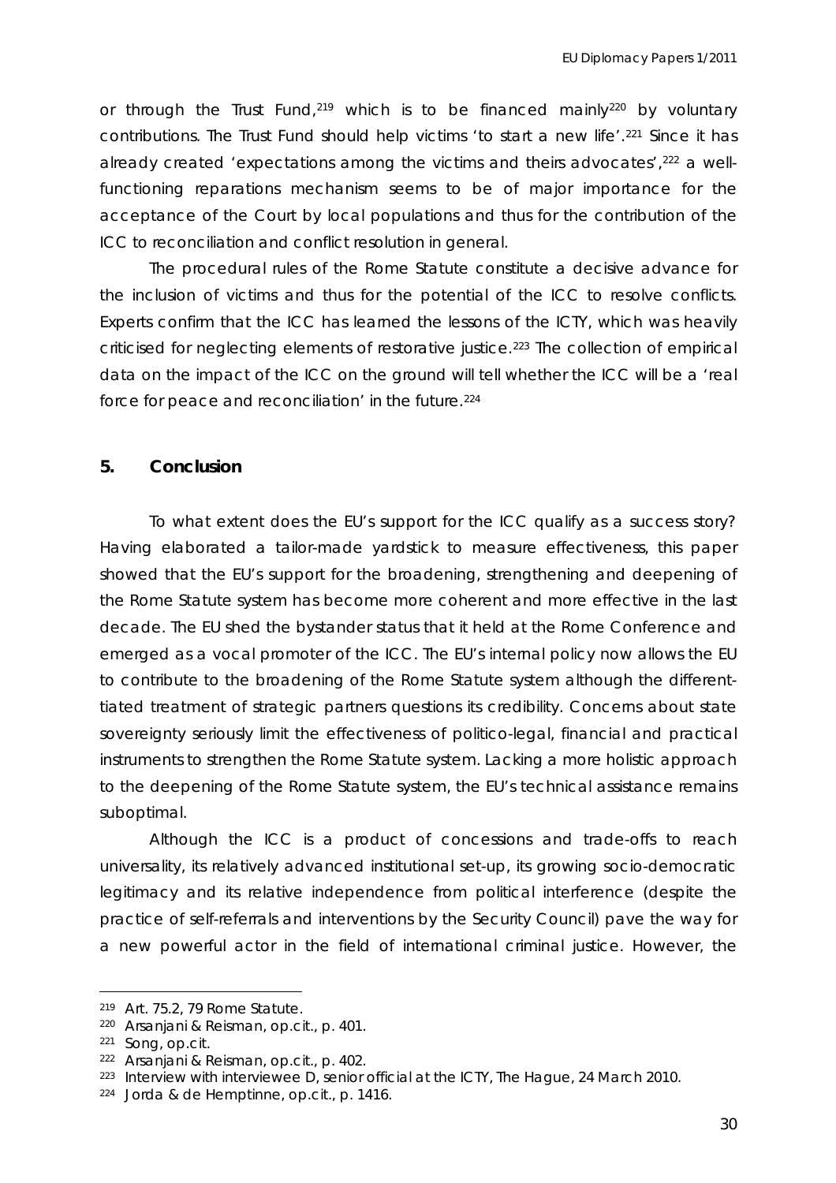or through the Trust Fund,[219] which is to be financed mainly[220] by voluntary contributions. The Trust Fund should help victims 'to start a new life'.[221] Since it has already created 'expectations among the victims and theirs advocates',[222] a well-functioning reparations mechanism seems to be of major importance for the acceptance of the Court by local populations and thus for the contribution of the ICC to reconciliation and conflict resolution in general.

The procedural rules of the Rome Statute constitute a decisive advance for the inclusion of victims and thus for the potential of the ICC to resolve conflicts. Experts confirm that the ICC has learned the lessons of the ICTY, which was heavily criticised for neglecting elements of restorative justice.[223] The collection of empirical data on the impact of the ICC on the ground will tell whether the ICC will be a 'real force for peace and reconciliation' in the future.[224]

## 5. Conclusion

To what extent does the EU's support for the ICC qualify as a success story? Having elaborated a tailor-made yardstick to measure effectiveness, this paper showed that the EU's support for the broadening, strengthening and deepening of the Rome Statute system has become more coherent and more effective in the last decade. The EU shed the bystander status that it held at the Rome Conference and emerged as a vocal promoter of the ICC. The EU's internal policy now allows the EU to contribute to the broadening of the Rome Statute system although the different-tiated treatment of strategic partners questions its credibility. Concerns about state sovereignty seriously limit the effectiveness of politico-legal, financial and practical instruments to strengthen the Rome Statute system. Lacking a more holistic approach to the deepening of the Rome Statute system, the EU's technical assistance remains suboptimal.

Although the ICC is a product of concessions and trade-offs to reach universality, its relatively advanced institutional set-up, its growing socio-democratic legitimacy and its relative independence from political interference (despite the practice of self-referrals and interventions by the Security Council) pave the way for a new powerful actor in the field of international criminal justice. However, the

---

[219] Art. 75.2, 79 Rome Statute.

[220] Arsanjani & Reisman, op.cit., p. 401.

[221] Song, op.cit.

[222] Arsanjani & Reisman, op.cit., p. 402.

[223] Interview with interviewee D, senior official at the ICTY, The Hague, 24 March 2010.

[224] Jorda & de Hemptinne, op.cit., p. 1416.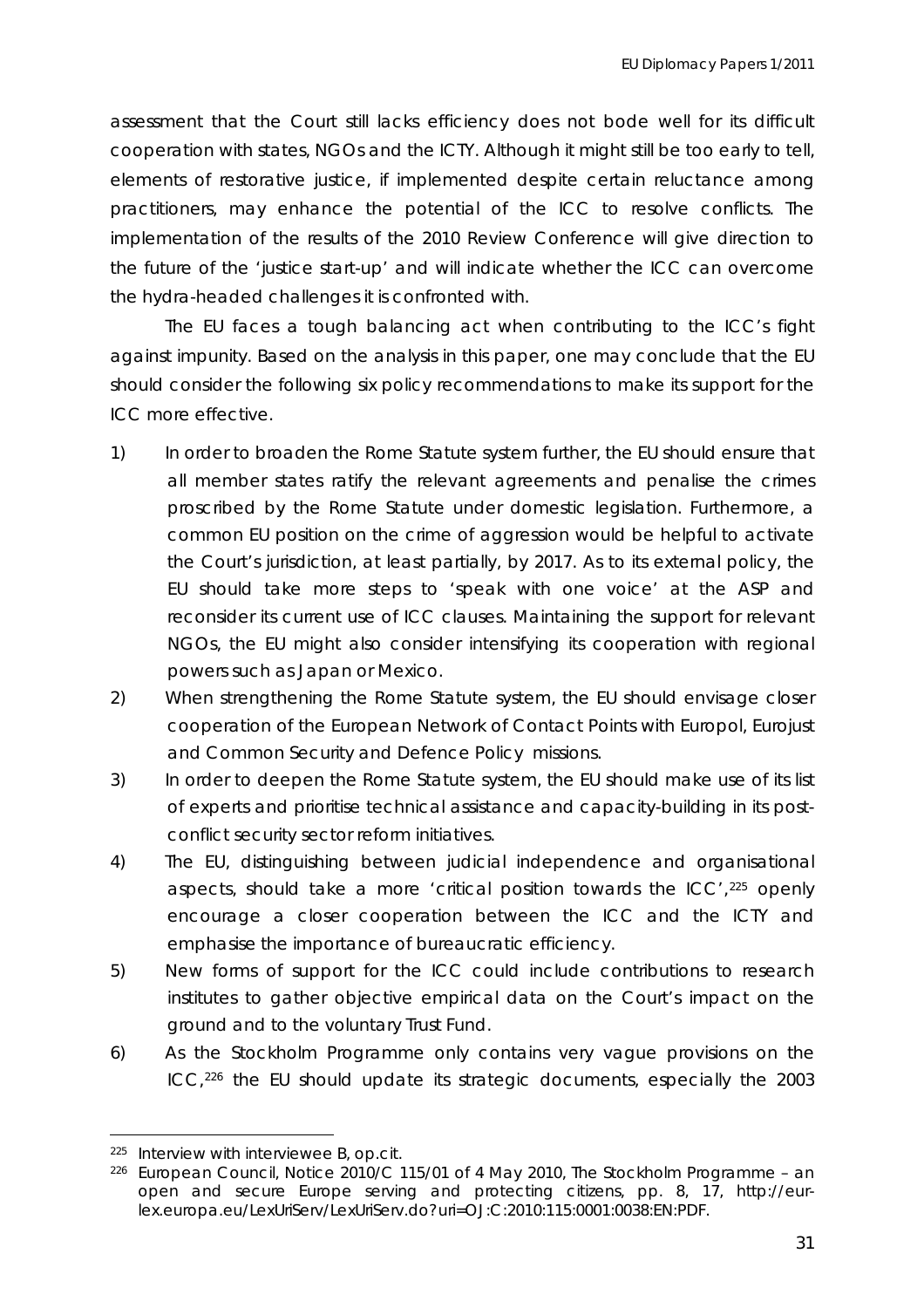assessment that the Court still lacks efficiency does not bode well for its difficult cooperation with states, NGOs and the ICTY. Although it might still be too early to tell, elements of restorative justice, if implemented despite certain reluctance among practitioners, may enhance the potential of the ICC to resolve conflicts. The implementation of the results of the 2010 Review Conference will give direction to the future of the 'justice start-up' and will indicate whether the ICC can overcome the hydra-headed challenges it is confronted with.

The EU faces a tough balancing act when contributing to the ICC's fight against impunity. Based on the analysis in this paper, one may conclude that the EU should consider the following six policy recommendations to make its support for the ICC more effective.

1) In order to broaden the Rome Statute system further, the EU should ensure that all member states ratify the relevant agreements and penalise the crimes proscribed by the Rome Statute under domestic legislation. Furthermore, a common EU position on the crime of aggression would be helpful to activate the Court's jurisdiction, at least partially, by 2017. As to its external policy, the EU should take more steps to 'speak with one voice' at the ASP and reconsider its current use of ICC clauses. Maintaining the support for relevant NGOs, the EU might also consider intensifying its cooperation with regional powers such as Japan or Mexico.
2) When strengthening the Rome Statute system, the EU should envisage closer cooperation of the European Network of Contact Points with Europol, Eurojust and Common Security and Defence Policy missions.
3) In order to deepen the Rome Statute system, the EU should make use of its list of experts and prioritise technical assistance and capacity-building in its post-conflict security sector reform initiatives.
4) The EU, distinguishing between judicial independence and organisational aspects, should take a more 'critical position towards the ICC',[225] openly encourage a closer cooperation between the ICC and the ICTY and emphasise the importance of bureaucratic efficiency.
5) New forms of support for the ICC could include contributions to research institutes to gather objective empirical data on the Court's impact on the ground and to the voluntary Trust Fund.
6) As the Stockholm Programme only contains very vague provisions on the ICC,[226] the EU should update its strategic documents, especially the 2003

---

[225] Interview with interviewee B, op.cit.

[226] European Council, Notice 2010/C 115/01 of 4 May 2010, The Stockholm Programme – an open and secure Europe serving and protecting citizens, pp. 8, 17, http://eur-lex.europa.eu/LexUriServ/LexUriServ.do?uri=OJ:C:2010:115:0001:0038:EN:PDF.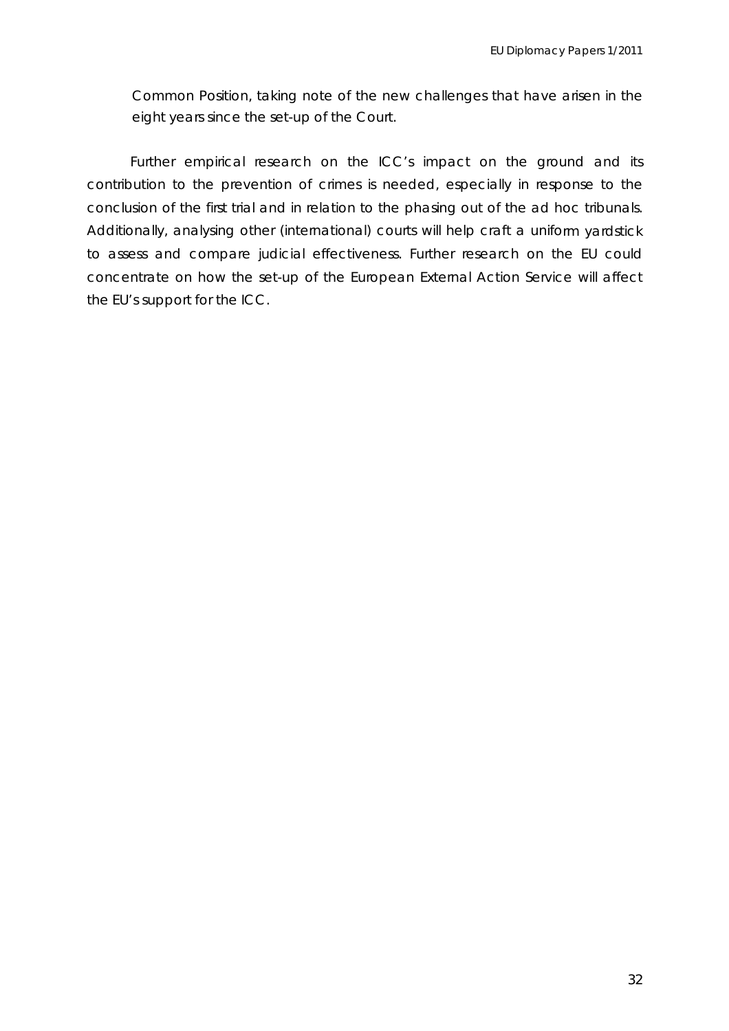Common Position, taking note of the new challenges that have arisen in the eight years since the set-up of the Court.

Further empirical research on the ICC's impact on the ground and its contribution to the prevention of crimes is needed, especially in response to the conclusion of the first trial and in relation to the phasing out of the ad hoc tribunals. Additionally, analysing other (international) courts will help craft a uniform yardstick to assess and compare judicial effectiveness. Further research on the EU could concentrate on how the set-up of the European External Action Service will affect the EU's support for the ICC.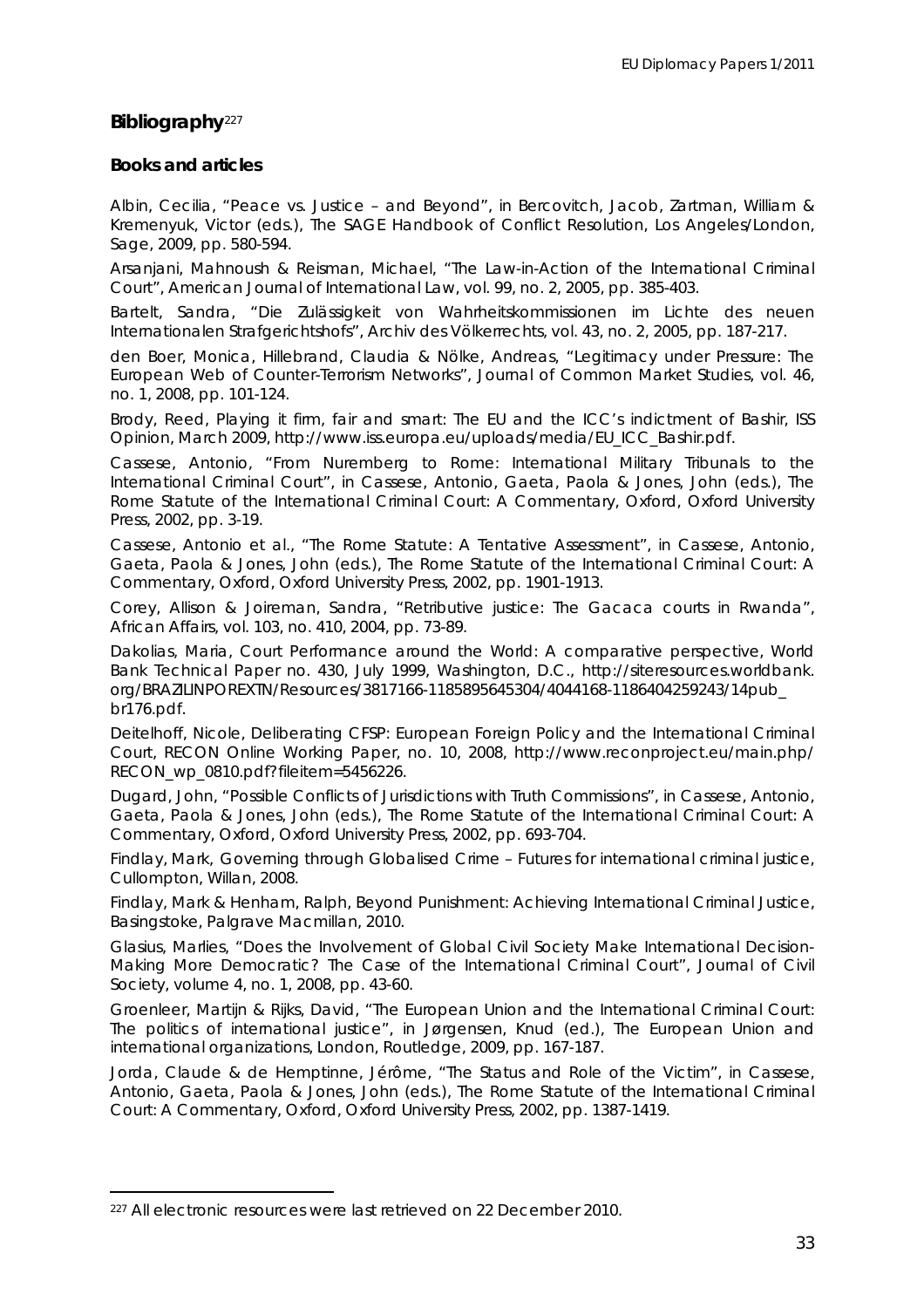## Bibliography[227]

### Books and articles

Albin, Cecilia, "Peace vs. Justice – and Beyond", in Bercovitch, Jacob, Zartman, William & Kremenyuk, Victor (eds.), The SAGE Handbook of Conflict Resolution, Los Angeles/London, Sage, 2009, pp. 580-594.

Arsanjani, Mahnoush & Reisman, Michael, "The Law-in-Action of the International Criminal Court", American Journal of International Law, vol. 99, no. 2, 2005, pp. 385-403.

Bartelt, Sandra, "Die Zulässigkeit von Wahrheitskommissionen im Lichte des neuen Internationalen Strafgerichtshofs", Archiv des Völkerrechts, vol. 43, no. 2, 2005, pp. 187-217.

den Boer, Monica, Hillebrand, Claudia & Nölke, Andreas, "Legitimacy under Pressure: The European Web of Counter-Terrorism Networks", Journal of Common Market Studies, vol. 46, no. 1, 2008, pp. 101-124.

Brody, Reed, Playing it firm, fair and smart: The EU and the ICC's indictment of Bashir, ISS Opinion, March 2009, http://www.iss.europa.eu/uploads/media/EU_ICC_Bashir.pdf.

Cassese, Antonio, "From Nuremberg to Rome: International Military Tribunals to the International Criminal Court", in Cassese, Antonio, Gaeta, Paola & Jones, John (eds.), The Rome Statute of the International Criminal Court: A Commentary, Oxford, Oxford University Press, 2002, pp. 3-19.

Cassese, Antonio et al., "The Rome Statute: A Tentative Assessment", in Cassese, Antonio, Gaeta, Paola & Jones, John (eds.), The Rome Statute of the International Criminal Court: A Commentary, Oxford, Oxford University Press, 2002, pp. 1901-1913.

Corey, Allison & Joireman, Sandra, "Retributive justice: The Gacaca courts in Rwanda", African Affairs, vol. 103, no. 410, 2004, pp. 73-89.

Dakolias, Maria, Court Performance around the World: A comparative perspective, World Bank Technical Paper no. 430, July 1999, Washington, D.C., http://siteresources.worldbank.org/BRAZILINPOREXTN/Resources/3817166-1185895645304/4044168-1186404259243/14pub_br176.pdf.

Deitelhoff, Nicole, Deliberating CFSP: European Foreign Policy and the International Criminal Court, RECON Online Working Paper, no. 10, 2008, http://www.reconproject.eu/main.php/RECON_wp_0810.pdf?fileitem=5456226.

Dugard, John, "Possible Conflicts of Jurisdictions with Truth Commissions", in Cassese, Antonio, Gaeta, Paola & Jones, John (eds.), The Rome Statute of the International Criminal Court: A Commentary, Oxford, Oxford University Press, 2002, pp. 693-704.

Findlay, Mark, Governing through Globalised Crime – Futures for international criminal justice, Cullompton, Willan, 2008.

Findlay, Mark & Henham, Ralph, Beyond Punishment: Achieving International Criminal Justice, Basingstoke, Palgrave Macmillan, 2010.

Glasius, Marlies, "Does the Involvement of Global Civil Society Make International Decision-Making More Democratic? The Case of the International Criminal Court", Journal of Civil Society, volume 4, no. 1, 2008, pp. 43-60.

Groenleer, Martijn & Rijks, David, "The European Union and the International Criminal Court: The politics of international justice", in Jørgensen, Knud (ed.), The European Union and international organizations, London, Routledge, 2009, pp. 167-187.

Jorda, Claude & de Hemptinne, Jérôme, "The Status and Role of the Victim", in Cassese, Antonio, Gaeta, Paola & Jones, John (eds.), The Rome Statute of the International Criminal Court: A Commentary, Oxford, Oxford University Press, 2002, pp. 1387-1419.

---

[227] All electronic resources were last retrieved on 22 December 2010.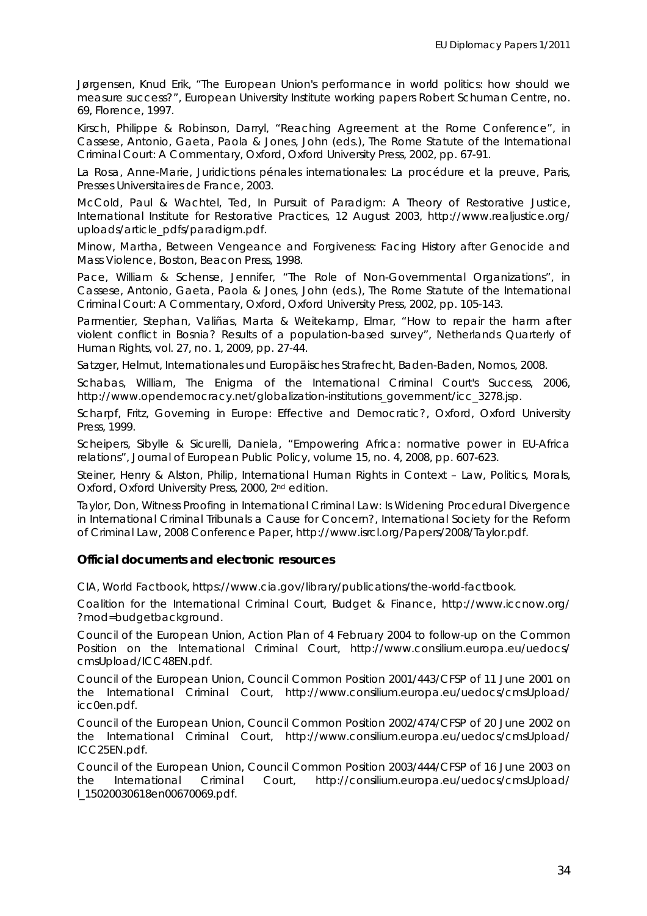Jørgensen, Knud Erik, "The European Union's performance in world politics: how should we measure success?", European University Institute working papers Robert Schuman Centre, no. 69, Florence, 1997.

Kirsch, Philippe & Robinson, Darryl, "Reaching Agreement at the Rome Conference", in Cassese, Antonio, Gaeta, Paola & Jones, John (eds.), The Rome Statute of the International Criminal Court: A Commentary, Oxford, Oxford University Press, 2002, pp. 67-91.

La Rosa, Anne-Marie, Juridictions pénales internationales: La procédure et la preuve, Paris, Presses Universitaires de France, 2003.

McCold, Paul & Wachtel, Ted, In Pursuit of Paradigm: A Theory of Restorative Justice, International Institute for Restorative Practices, 12 August 2003, http://www.realjustice.org/uploads/article_pdfs/paradigm.pdf.

Minow, Martha, Between Vengeance and Forgiveness: Facing History after Genocide and Mass Violence, Boston, Beacon Press, 1998.

Pace, William & Schense, Jennifer, "The Role of Non-Governmental Organizations", in Cassese, Antonio, Gaeta, Paola & Jones, John (eds.), The Rome Statute of the International Criminal Court: A Commentary, Oxford, Oxford University Press, 2002, pp. 105-143.

Parmentier, Stephan, Valiñas, Marta & Weitekamp, Elmar, "How to repair the harm after violent conflict in Bosnia? Results of a population-based survey", Netherlands Quarterly of Human Rights, vol. 27, no. 1, 2009, pp. 27-44.

Satzger, Helmut, Internationales und Europäisches Strafrecht, Baden-Baden, Nomos, 2008.

Schabas, William, The Enigma of the International Criminal Court's Success, 2006, http://www.opendemocracy.net/globalization-institutions_government/icc_3278.jsp.

Scharpf, Fritz, Governing in Europe: Effective and Democratic?, Oxford, Oxford University Press, 1999.

Scheipers, Sibylle & Sicurelli, Daniela, "Empowering Africa: normative power in EU-Africa relations", Journal of European Public Policy, volume 15, no. 4, 2008, pp. 607-623.

Steiner, Henry & Alston, Philip, International Human Rights in Context – Law, Politics, Morals, Oxford, Oxford University Press, 2000, 2nd edition.

Taylor, Don, Witness Proofing in International Criminal Law: Is Widening Procedural Divergence in International Criminal Tribunals a Cause for Concern?, International Society for the Reform of Criminal Law, 2008 Conference Paper, http://www.isrcl.org/Papers/2008/Taylor.pdf.

### Official documents and electronic resources

CIA, World Factbook, https://www.cia.gov/library/publications/the-world-factbook.

Coalition for the International Criminal Court, Budget & Finance, http://www.iccnow.org/?mod=budgetbackground.

Council of the European Union, Action Plan of 4 February 2004 to follow-up on the Common Position on the International Criminal Court, http://www.consilium.europa.eu/uedocs/cmsUpload/ICC48EN.pdf.

Council of the European Union, Council Common Position 2001/443/CFSP of 11 June 2001 on the International Criminal Court, http://www.consilium.europa.eu/uedocs/cmsUpload/icc0en.pdf.

Council of the European Union, Council Common Position 2002/474/CFSP of 20 June 2002 on the International Criminal Court, http://www.consilium.europa.eu/uedocs/cmsUpload/ICC25EN.pdf.

Council of the European Union, Council Common Position 2003/444/CFSP of 16 June 2003 on the International Criminal Court, http://consilium.europa.eu/uedocs/cmsUpload/l_15020030618en00670069.pdf.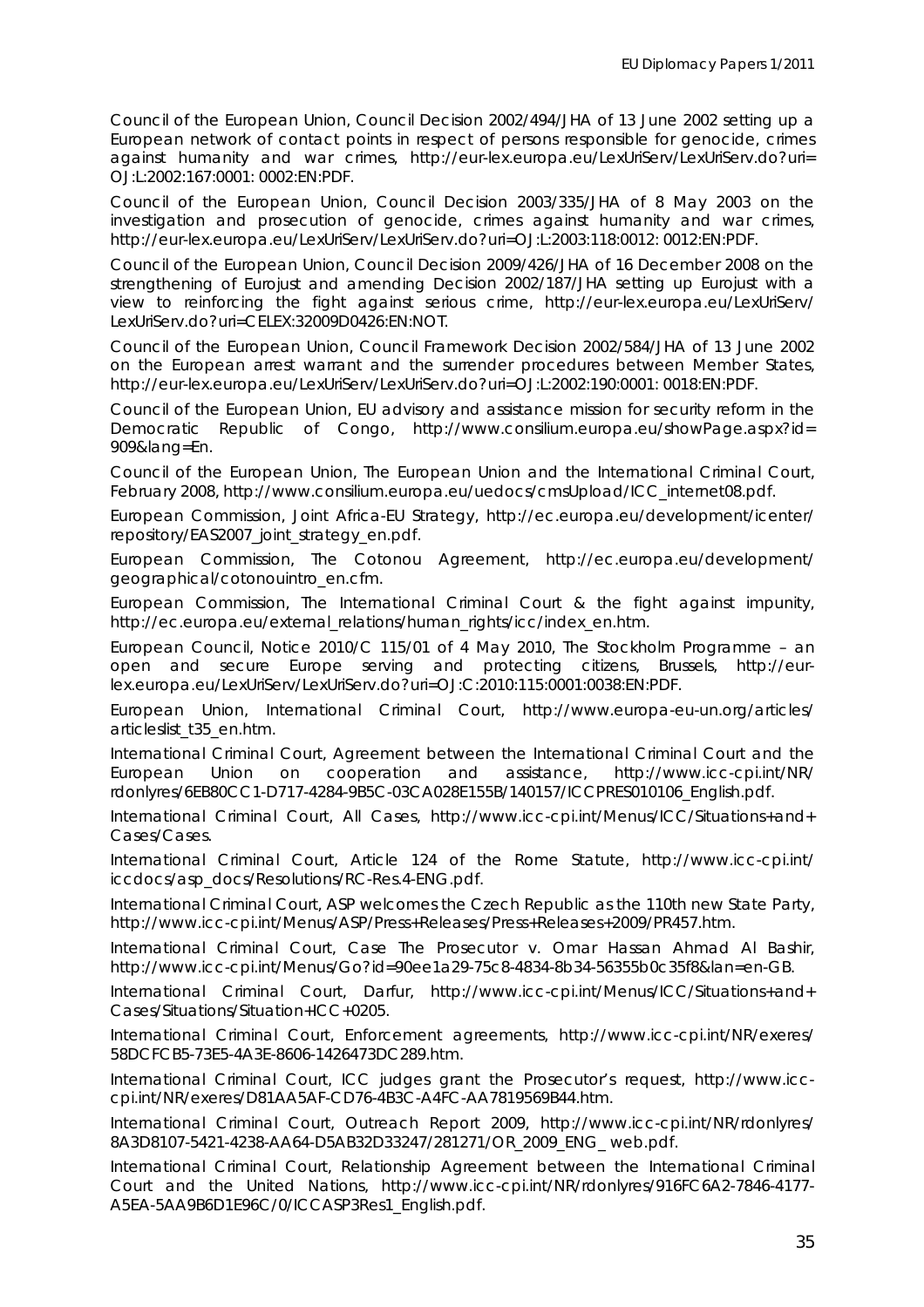Council of the European Union, Council Decision 2002/494/JHA of 13 June 2002 setting up a European network of contact points in respect of persons responsible for genocide, crimes against humanity and war crimes, http://eur-lex.europa.eu/LexUriServ/LexUriServ.do?uri=OJ:L:2002:167:0001: 0002:EN:PDF.

Council of the European Union, Council Decision 2003/335/JHA of 8 May 2003 on the investigation and prosecution of genocide, crimes against humanity and war crimes, http://eur-lex.europa.eu/LexUriServ/LexUriServ.do?uri=OJ:L:2003:118:0012: 0012:EN:PDF.

Council of the European Union, Council Decision 2009/426/JHA of 16 December 2008 on the strengthening of Eurojust and amending Decision 2002/187/JHA setting up Eurojust with a view to reinforcing the fight against serious crime, http://eur-lex.europa.eu/LexUriServ/LexUriServ.do?uri=CELEX:32009D0426:EN:NOT.

Council of the European Union, Council Framework Decision 2002/584/JHA of 13 June 2002 on the European arrest warrant and the surrender procedures between Member States, http://eur-lex.europa.eu/LexUriServ/LexUriServ.do?uri=OJ:L:2002:190:0001: 0018:EN:PDF.

Council of the European Union, EU advisory and assistance mission for security reform in the Democratic Republic of Congo, http://www.consilium.europa.eu/showPage.aspx?id=909&lang=En.

Council of the European Union, The European Union and the International Criminal Court, February 2008, http://www.consilium.europa.eu/uedocs/cmsUpload/ICC_internet08.pdf.

European Commission, Joint Africa-EU Strategy, http://ec.europa.eu/development/icenter/repository/EAS2007_joint_strategy_en.pdf.

European Commission, The Cotonou Agreement, http://ec.europa.eu/development/geographical/cotonouintro_en.cfm.

European Commission, The International Criminal Court & the fight against impunity, http://ec.europa.eu/external_relations/human_rights/icc/index_en.htm.

European Council, Notice 2010/C 115/01 of 4 May 2010, The Stockholm Programme – an open and secure Europe serving and protecting citizens, Brussels, http://eur-lex.europa.eu/LexUriServ/LexUriServ.do?uri=OJ:C:2010:115:0001:0038:EN:PDF.

European Union, International Criminal Court, http://www.europa-eu-un.org/articles/articleslist_t35_en.htm.

International Criminal Court, Agreement between the International Criminal Court and the European Union on cooperation and assistance, http://www.icc-cpi.int/NR/rdonlyres/6EB80CC1-D717-4284-9B5C-03CA028E155B/140157/ICCPRES010106_English.pdf.

International Criminal Court, All Cases, http://www.icc-cpi.int/Menus/ICC/Situations+and+Cases/Cases.

International Criminal Court, Article 124 of the Rome Statute, http://www.icc-cpi.int/iccdocs/asp_docs/Resolutions/RC-Res.4-ENG.pdf.

International Criminal Court, ASP welcomes the Czech Republic as the 110th new State Party, http://www.icc-cpi.int/Menus/ASP/Press+Releases/Press+Releases+2009/PR457.htm.

International Criminal Court, Case The Prosecutor v. Omar Hassan Ahmad Al Bashir, http://www.icc-cpi.int/Menus/Go?id=90ee1a29-75c8-4834-8b34-56355b0c35f8&lan=en-GB.

International Criminal Court, Darfur, http://www.icc-cpi.int/Menus/ICC/Situations+and+Cases/Situations/Situation+ICC+0205.

International Criminal Court, Enforcement agreements, http://www.icc-cpi.int/NR/exeres/58DCFCB5-73E5-4A3E-8606-1426473DC289.htm.

International Criminal Court, ICC judges grant the Prosecutor's request, http://www.icc-cpi.int/NR/exeres/D81AA5AF-CD76-4B3C-A4FC-AA7819569B44.htm.

International Criminal Court, Outreach Report 2009, http://www.icc-cpi.int/NR/rdonlyres/8A3D8107-5421-4238-AA64-D5AB32D33247/281271/OR_2009_ENG_ web.pdf.

International Criminal Court, Relationship Agreement between the International Criminal Court and the United Nations, http://www.icc-cpi.int/NR/rdonlyres/916FC6A2-7846-4177-A5EA-5AA9B6D1E96C/0/ICCASP3Res1_English.pdf.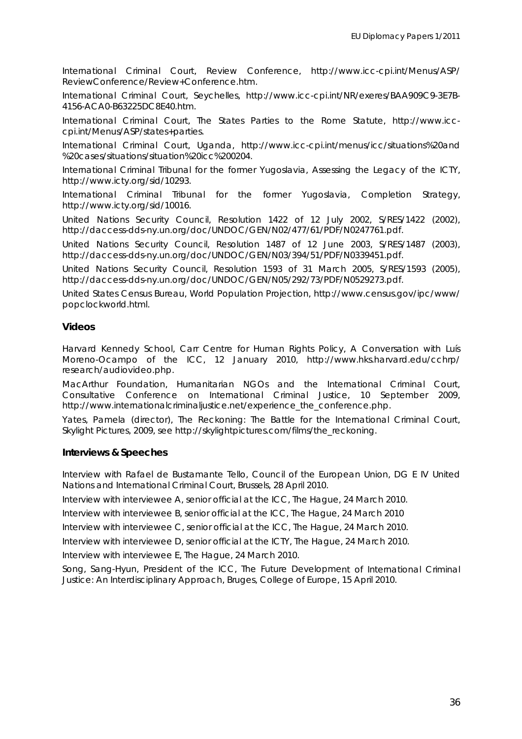International Criminal Court, Review Conference, http://www.icc-cpi.int/Menus/ASP/ReviewConference/Review+Conference.htm.

International Criminal Court, Seychelles, http://www.icc-cpi.int/NR/exeres/BAA909C9-3E7B-4156-ACA0-B63225DC8E40.htm.

International Criminal Court, The States Parties to the Rome Statute, http://www.icc-cpi.int/Menus/ASP/states+parties.

International Criminal Court, Uganda, http://www.icc-cpi.int/menus/icc/situations%20and%20cases/situations/situation%20icc%200204.

International Criminal Tribunal for the former Yugoslavia, Assessing the Legacy of the ICTY, http://www.icty.org/sid/10293.

International Criminal Tribunal for the former Yugoslavia, Completion Strategy, http://www.icty.org/sid/10016.

United Nations Security Council, Resolution 1422 of 12 July 2002, S/RES/1422 (2002), http://daccess-dds-ny.un.org/doc/UNDOC/GEN/N02/477/61/PDF/N0247761.pdf.

United Nations Security Council, Resolution 1487 of 12 June 2003, S/RES/1487 (2003), http://daccess-dds-ny.un.org/doc/UNDOC/GEN/N03/394/51/PDF/N0339451.pdf.

United Nations Security Council, Resolution 1593 of 31 March 2005, S/RES/1593 (2005), http://daccess-dds-ny.un.org/doc/UNDOC/GEN/N05/292/73/PDF/N0529273.pdf.

United States Census Bureau, World Population Projection, http://www.census.gov/ipc/www/popclockworld.html.

### Videos

Harvard Kennedy School, Carr Centre for Human Rights Policy, A Conversation with Luís Moreno-Ocampo of the ICC, 12 January 2010, http://www.hks.harvard.edu/cchrp/research/audiovideo.php.

MacArthur Foundation, Humanitarian NGOs and the International Criminal Court, Consultative Conference on International Criminal Justice, 10 September 2009, http://www.internationalcriminaljustice.net/experience_the_conference.php.

Yates, Pamela (director), The Reckoning: The Battle for the International Criminal Court, Skylight Pictures, 2009, see http://skylightpictures.com/films/the_reckoning.

### Interviews & Speeches

Interview with Rafael de Bustamante Tello, Council of the European Union, DG E IV United Nations and International Criminal Court, Brussels, 28 April 2010.

Interview with interviewee A, senior official at the ICC, The Hague, 24 March 2010.

Interview with interviewee B, senior official at the ICC, The Hague, 24 March 2010

Interview with interviewee C, senior official at the ICC, The Hague, 24 March 2010.

Interview with interviewee D, senior official at the ICTY, The Hague, 24 March 2010.

Interview with interviewee E, The Hague, 24 March 2010.

Song, Sang-Hyun, President of the ICC, The Future Development of International Criminal Justice: An Interdisciplinary Approach, Bruges, College of Europe, 15 April 2010.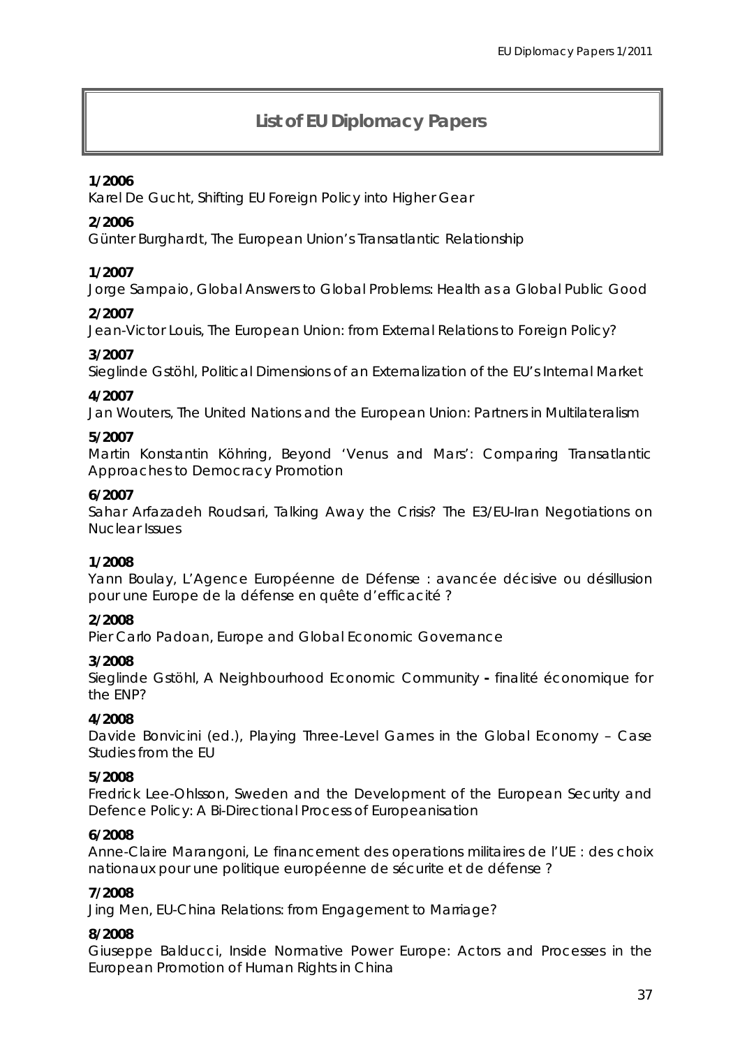# List of EU Diplomacy Papers

**1/2006**
Karel De Gucht, Shifting EU Foreign Policy into Higher Gear

**2/2006**
Günter Burghardt, The European Union's Transatlantic Relationship

**1/2007**
Jorge Sampaio, Global Answers to Global Problems: Health as a Global Public Good

**2/2007**
Jean-Victor Louis, The European Union: from External Relations to Foreign Policy?

**3/2007**
Sieglinde Gstöhl, Political Dimensions of an Externalization of the EU's Internal Market

**4/2007**
Jan Wouters, The United Nations and the European Union: Partners in Multilateralism

**5/2007**
Martin Konstantin Köhring, Beyond 'Venus and Mars': Comparing Transatlantic Approaches to Democracy Promotion

**6/2007**
Sahar Arfazadeh Roudsari, Talking Away the Crisis? The E3/EU-Iran Negotiations on Nuclear Issues

**1/2008**
Yann Boulay, L'Agence Européenne de Défense : avancée décisive ou désillusion pour une Europe de la défense en quête d'efficacité ?

**2/2008**
Pier Carlo Padoan, Europe and Global Economic Governance

**3/2008**
Sieglinde Gstöhl, A Neighbourhood Economic Community **-** finalité économique for the ENP?

**4/2008**
Davide Bonvicini (ed.), Playing Three-Level Games in the Global Economy – Case Studies from the EU

**5/2008**
Fredrick Lee-Ohlsson, Sweden and the Development of the European Security and Defence Policy: A Bi-Directional Process of Europeanisation

**6/2008**
Anne-Claire Marangoni, Le financement des operations militaires de l'UE : des choix nationaux pour une politique européenne de sécurite et de défense ?

**7/2008**
Jing Men, EU-China Relations: from Engagement to Marriage?

**8/2008**
Giuseppe Balducci, Inside Normative Power Europe: Actors and Processes in the European Promotion of Human Rights in China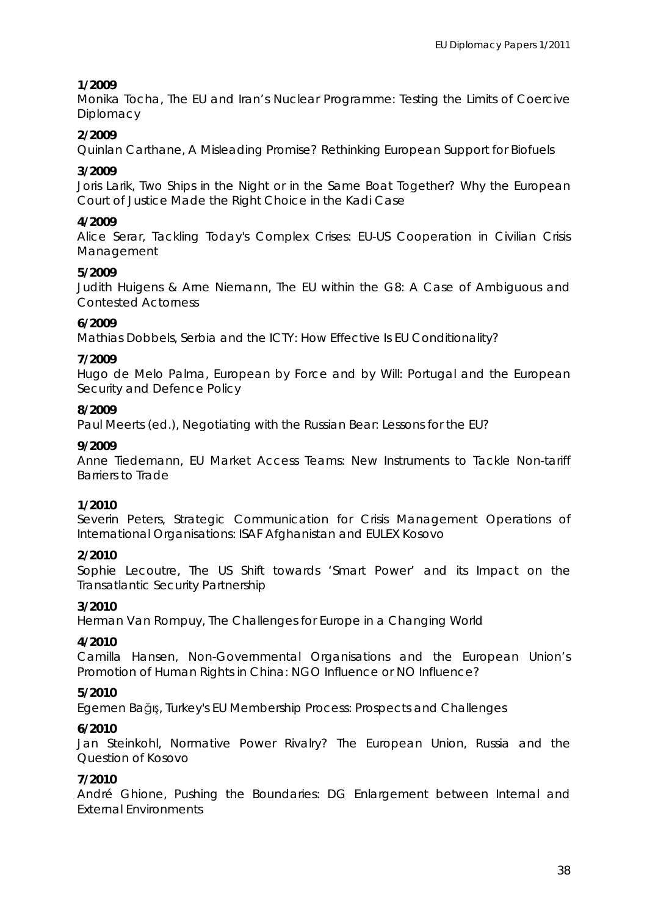**1/2009**
Monika Tocha, The EU and Iran's Nuclear Programme: Testing the Limits of Coercive Diplomacy

**2/2009**
Quinlan Carthane, A Misleading Promise? Rethinking European Support for Biofuels

**3/2009**
Joris Larik, Two Ships in the Night or in the Same Boat Together? Why the European Court of Justice Made the Right Choice in the Kadi Case

**4/2009**
Alice Serar, Tackling Today's Complex Crises: EU-US Cooperation in Civilian Crisis Management

**5/2009**
Judith Huigens & Arne Niemann, The EU within the G8: A Case of Ambiguous and Contested Actorness

**6/2009**
Mathias Dobbels, Serbia and the ICTY: How Effective Is EU Conditionality?

**7/2009**
Hugo de Melo Palma, European by Force and by Will: Portugal and the European Security and Defence Policy

**8/2009**
Paul Meerts (ed.), Negotiating with the Russian Bear: Lessons for the EU?

**9/2009**
Anne Tiedemann, EU Market Access Teams: New Instruments to Tackle Non-tariff Barriers to Trade

**1/2010**
Severin Peters, Strategic Communication for Crisis Management Operations of International Organisations: ISAF Afghanistan and EULEX Kosovo

**2/2010**
Sophie Lecoutre, The US Shift towards 'Smart Power' and its Impact on the Transatlantic Security Partnership

**3/2010**
Herman Van Rompuy, The Challenges for Europe in a Changing World

**4/2010**
Camilla Hansen, Non-Governmental Organisations and the European Union's Promotion of Human Rights in China: NGO Influence or NO Influence?

**5/2010**
Egemen Bağış, Turkey's EU Membership Process: Prospects and Challenges

**6/2010**
Jan Steinkohl, Normative Power Rivalry? The European Union, Russia and the Question of Kosovo

**7/2010**
André Ghione, Pushing the Boundaries: DG Enlargement between Internal and External Environments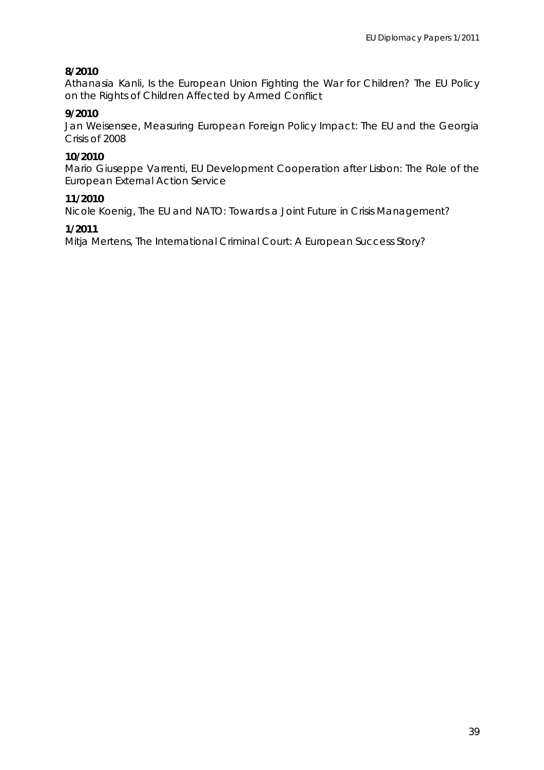**8/2010**
Athanasia Kanli, Is the European Union Fighting the War for Children? The EU Policy on the Rights of Children Affected by Armed Conflict

**9/2010**
Jan Weisensee, Measuring European Foreign Policy Impact: The EU and the Georgia Crisis of 2008

**10/2010**
Mario Giuseppe Varrenti, EU Development Cooperation after Lisbon: The Role of the European External Action Service

**11/2010**
Nicole Koenig, The EU and NATO: Towards a Joint Future in Crisis Management?

**1/2011**
Mitja Mertens, The International Criminal Court: A European Success Story?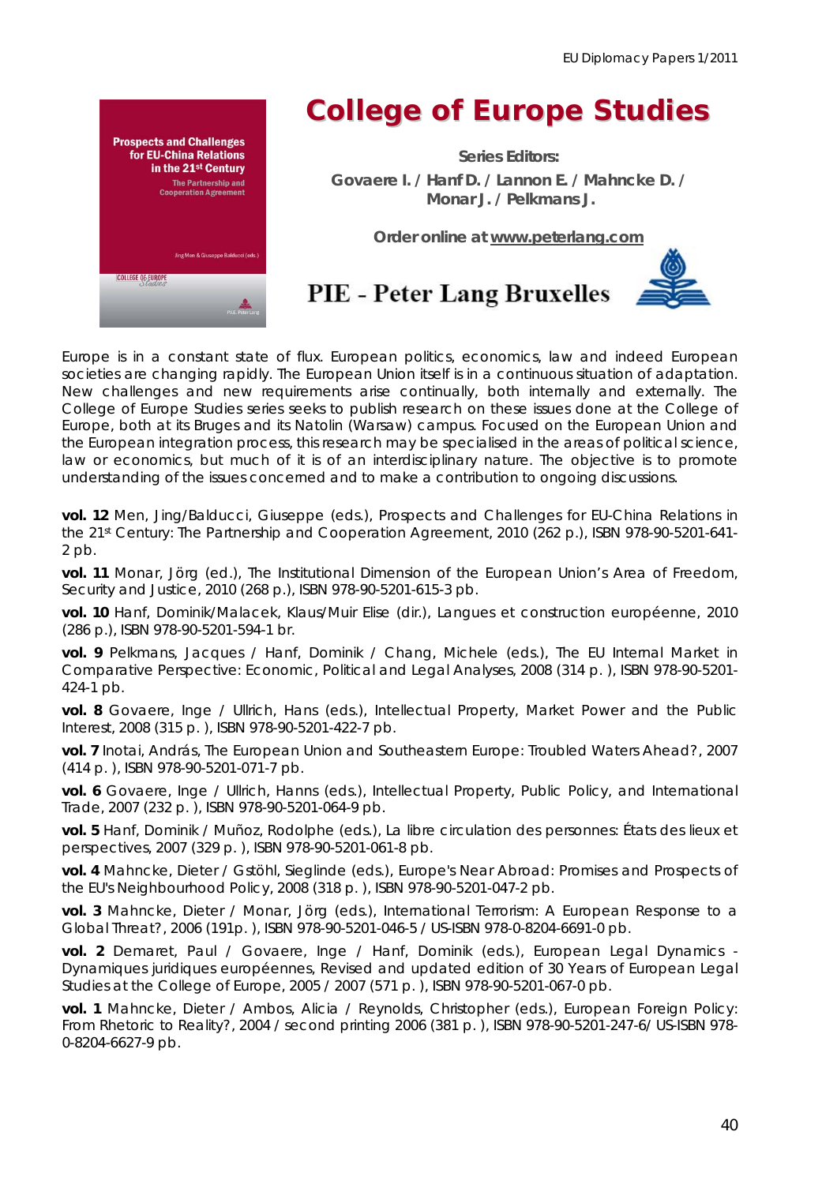# College of Europe Studies

**Series Editors:**
**Govaere I. / Hanf D. / Lannon E. / Mahncke D. / Monar J. / Pelkmans J.**

**Order online at www.peterlang.com**

**PIE - Peter Lang Bruxelles**

Europe is in a constant state of flux. European politics, economics, law and indeed European societies are changing rapidly. The European Union itself is in a continuous situation of adaptation. New challenges and new requirements arise continually, both internally and externally. The College of Europe Studies series seeks to publish research on these issues done at the College of Europe, both at its Bruges and its Natolin (Warsaw) campus. Focused on the European Union and the European integration process, this research may be specialised in the areas of political science, law or economics, but much of it is of an interdisciplinary nature. The objective is to promote understanding of the issues concerned and to make a contribution to ongoing discussions.

**vol. 12** Men, Jing/Balducci, Giuseppe (eds.), Prospects and Challenges for EU-China Relations in the 21st Century: The Partnership and Cooperation Agreement, 2010 (262 p.), ISBN 978-90-5201-641-2 pb.

**vol. 11** Monar, Jörg (ed.), The Institutional Dimension of the European Union's Area of Freedom, Security and Justice, 2010 (268 p.), ISBN 978-90-5201-615-3 pb.

**vol. 10** Hanf, Dominik/Malacek, Klaus/Muir Elise (dir.), Langues et construction européenne, 2010 (286 p.), ISBN 978-90-5201-594-1 br.

**vol. 9** Pelkmans, Jacques / Hanf, Dominik / Chang, Michele (eds.), The EU Internal Market in Comparative Perspective: Economic, Political and Legal Analyses, 2008 (314 p. ), ISBN 978-90-5201-424-1 pb.

**vol. 8** Govaere, Inge / Ullrich, Hans (eds.), Intellectual Property, Market Power and the Public Interest, 2008 (315 p. ), ISBN 978-90-5201-422-7 pb.

**vol. 7** Inotai, András, The European Union and Southeastern Europe: Troubled Waters Ahead?, 2007 (414 p. ), ISBN 978-90-5201-071-7 pb.

**vol. 6** Govaere, Inge / Ullrich, Hanns (eds.), Intellectual Property, Public Policy, and International Trade, 2007 (232 p. ), ISBN 978-90-5201-064-9 pb.

**vol. 5** Hanf, Dominik / Muñoz, Rodolphe (eds.), La libre circulation des personnes: États des lieux et perspectives, 2007 (329 p. ), ISBN 978-90-5201-061-8 pb.

**vol. 4** Mahncke, Dieter / Gstöhl, Sieglinde (eds.), Europe's Near Abroad: Promises and Prospects of the EU's Neighbourhood Policy, 2008 (318 p. ), ISBN 978-90-5201-047-2 pb.

**vol. 3** Mahncke, Dieter / Monar, Jörg (eds.), International Terrorism: A European Response to a Global Threat?, 2006 (191p. ), ISBN 978-90-5201-046-5 / US-ISBN 978-0-8204-6691-0 pb.

**vol. 2** Demaret, Paul / Govaere, Inge / Hanf, Dominik (eds.), European Legal Dynamics - Dynamiques juridiques européennes, Revised and updated edition of 30 Years of European Legal Studies at the College of Europe, 2005 / 2007 (571 p. ), ISBN 978-90-5201-067-0 pb.

**vol. 1** Mahncke, Dieter / Ambos, Alicia / Reynolds, Christopher (eds.), European Foreign Policy: From Rhetoric to Reality?, 2004 / second printing 2006 (381 p. ), ISBN 978-90-5201-247-6/ US-ISBN 978-0-8204-6627-9 pb.